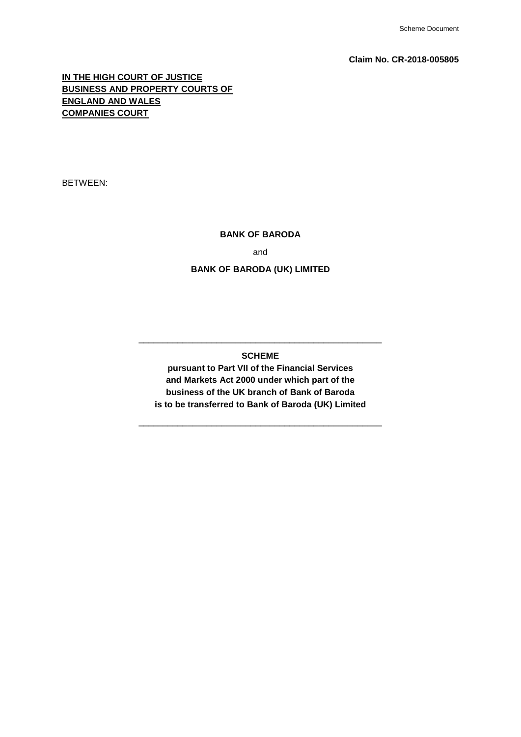**Claim No. CR-2018-005805**

**IN THE HIGH COURT OF JUSTICE**
**BUSINESS AND PROPERTY COURTS OF**
**ENGLAND AND WALES**
**COMPANIES COURT**

BETWEEN:

**BANK OF BARODA**

and

**BANK OF BARODA (UK) LIMITED**

---

**SCHEME**

**pursuant to Part VII of the Financial Services and Markets Act 2000 under which part of the business of the UK branch of Bank of Baroda is to be transferred to Bank of Baroda (UK) Limited**

---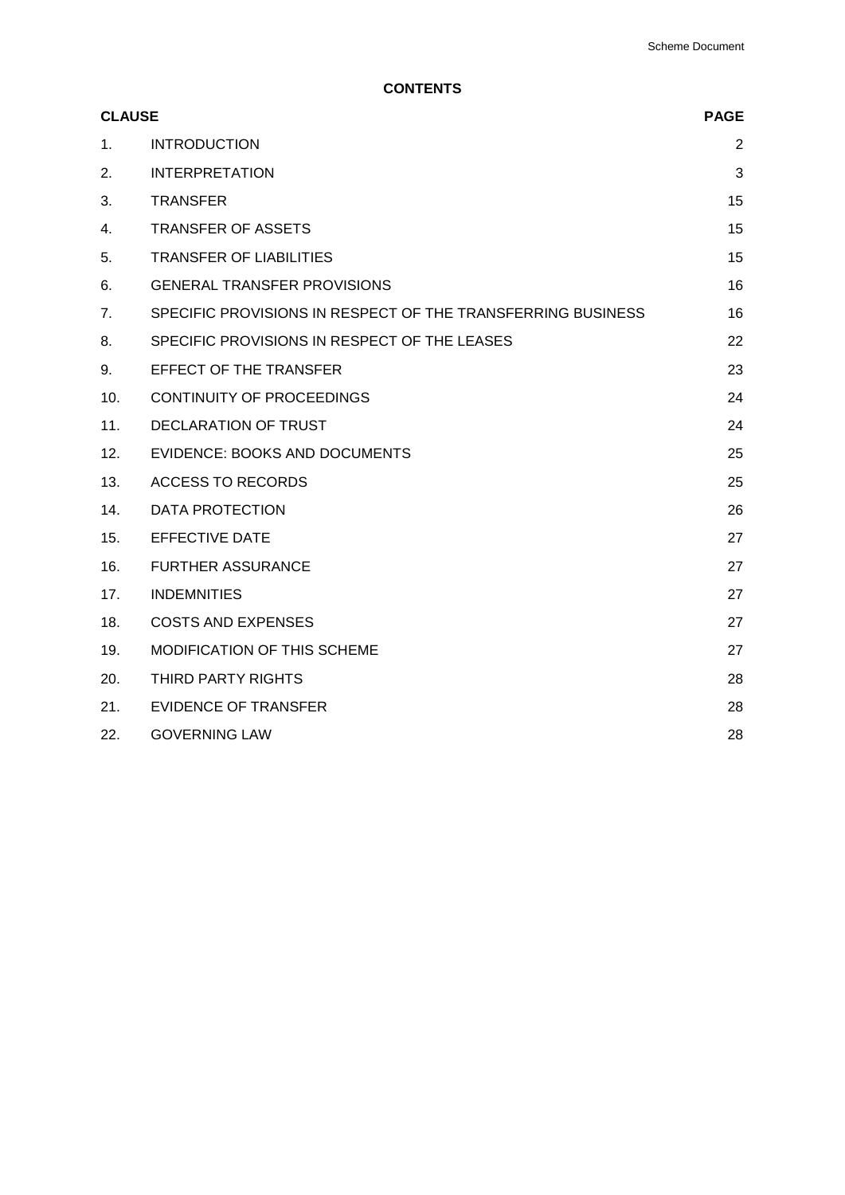# CONTENTS

| CLAUSE | | PAGE |
|---|---|---|
| 1. | INTRODUCTION | 2 |
| 2. | INTERPRETATION | 3 |
| 3. | TRANSFER | 15 |
| 4. | TRANSFER OF ASSETS | 15 |
| 5. | TRANSFER OF LIABILITIES | 15 |
| 6. | GENERAL TRANSFER PROVISIONS | 16 |
| 7. | SPECIFIC PROVISIONS IN RESPECT OF THE TRANSFERRING BUSINESS | 16 |
| 8. | SPECIFIC PROVISIONS IN RESPECT OF THE LEASES | 22 |
| 9. | EFFECT OF THE TRANSFER | 23 |
| 10. | CONTINUITY OF PROCEEDINGS | 24 |
| 11. | DECLARATION OF TRUST | 24 |
| 12. | EVIDENCE: BOOKS AND DOCUMENTS | 25 |
| 13. | ACCESS TO RECORDS | 25 |
| 14. | DATA PROTECTION | 26 |
| 15. | EFFECTIVE DATE | 27 |
| 16. | FURTHER ASSURANCE | 27 |
| 17. | INDEMNITIES | 27 |
| 18. | COSTS AND EXPENSES | 27 |
| 19. | MODIFICATION OF THIS SCHEME | 27 |
| 20. | THIRD PARTY RIGHTS | 28 |
| 21. | EVIDENCE OF TRANSFER | 28 |
| 22. | GOVERNING LAW | 28 |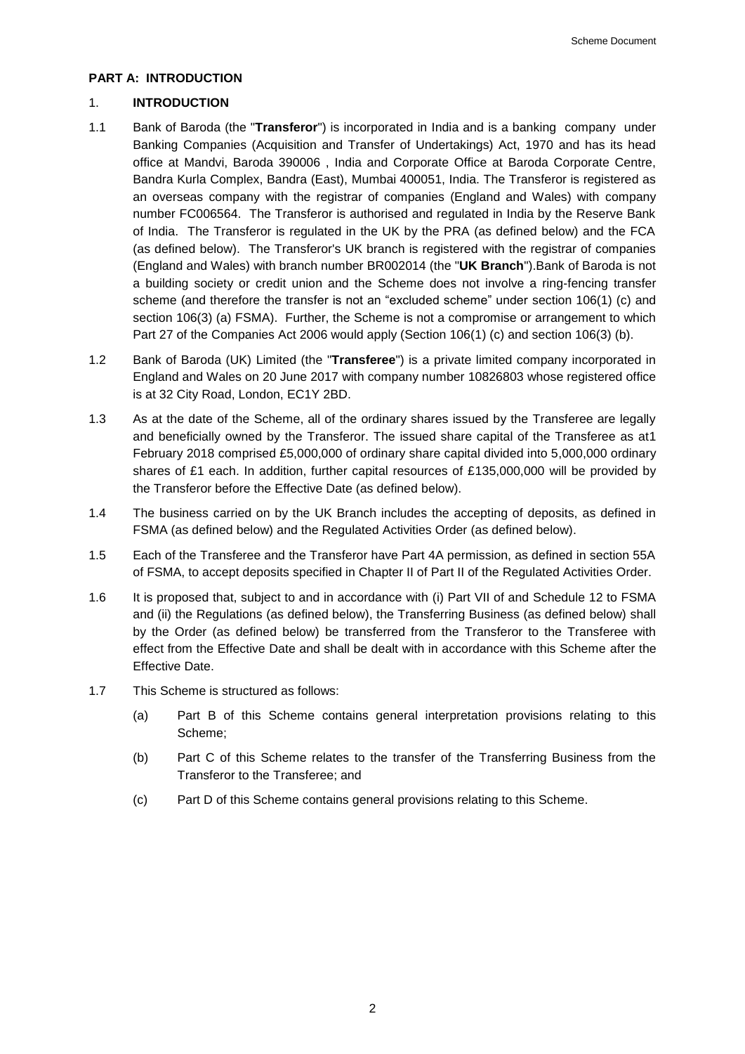**PART A: INTRODUCTION**

1. **INTRODUCTION**

1.1 Bank of Baroda (the "**Transferor**") is incorporated in India and is a banking company under Banking Companies (Acquisition and Transfer of Undertakings) Act, 1970 and has its head office at Mandvi, Baroda 390006 , India and Corporate Office at Baroda Corporate Centre, Bandra Kurla Complex, Bandra (East), Mumbai 400051, India. The Transferor is registered as an overseas company with the registrar of companies (England and Wales) with company number FC006564. The Transferor is authorised and regulated in India by the Reserve Bank of India. The Transferor is regulated in the UK by the PRA (as defined below) and the FCA (as defined below). The Transferor's UK branch is registered with the registrar of companies (England and Wales) with branch number BR002014 (the "**UK Branch**").Bank of Baroda is not a building society or credit union and the Scheme does not involve a ring-fencing transfer scheme (and therefore the transfer is not an "excluded scheme" under section 106(1) (c) and section 106(3) (a) FSMA). Further, the Scheme is not a compromise or arrangement to which Part 27 of the Companies Act 2006 would apply (Section 106(1) (c) and section 106(3) (b).

1.2 Bank of Baroda (UK) Limited (the "**Transferee**") is a private limited company incorporated in England and Wales on 20 June 2017 with company number 10826803 whose registered office is at 32 City Road, London, EC1Y 2BD.

1.3 As at the date of the Scheme, all of the ordinary shares issued by the Transferee are legally and beneficially owned by the Transferor. The issued share capital of the Transferee as at1 February 2018 comprised £5,000,000 of ordinary share capital divided into 5,000,000 ordinary shares of £1 each. In addition, further capital resources of £135,000,000 will be provided by the Transferor before the Effective Date (as defined below).

1.4 The business carried on by the UK Branch includes the accepting of deposits, as defined in FSMA (as defined below) and the Regulated Activities Order (as defined below).

1.5 Each of the Transferee and the Transferor have Part 4A permission, as defined in section 55A of FSMA, to accept deposits specified in Chapter II of Part II of the Regulated Activities Order.

1.6 It is proposed that, subject to and in accordance with (i) Part VII of and Schedule 12 to FSMA and (ii) the Regulations (as defined below), the Transferring Business (as defined below) shall by the Order (as defined below) be transferred from the Transferor to the Transferee with effect from the Effective Date and shall be dealt with in accordance with this Scheme after the Effective Date.

1.7 This Scheme is structured as follows:

(a) Part B of this Scheme contains general interpretation provisions relating to this Scheme;

(b) Part C of this Scheme relates to the transfer of the Transferring Business from the Transferor to the Transferee; and

(c) Part D of this Scheme contains general provisions relating to this Scheme.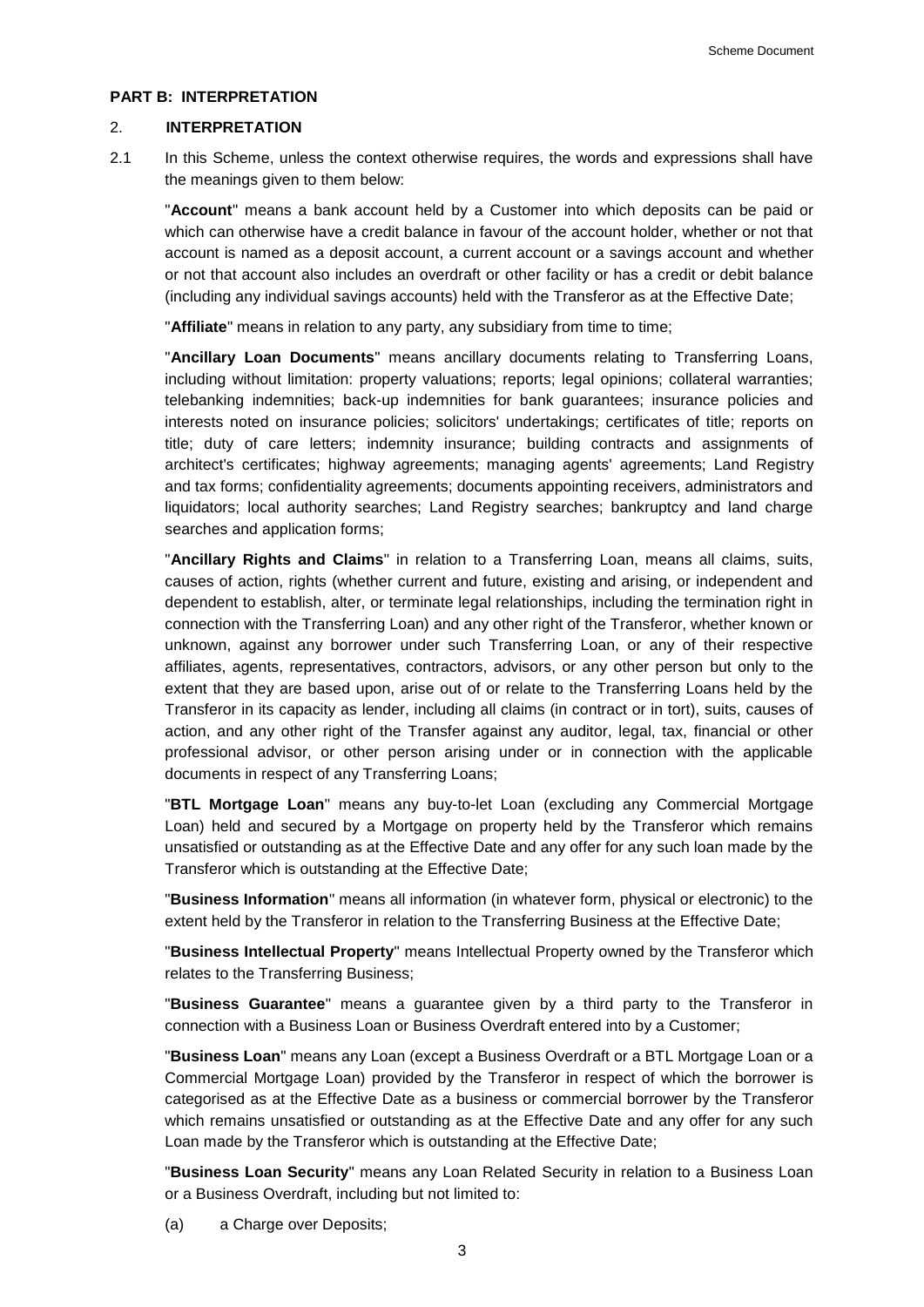**PART B: INTERPRETATION**

2. **INTERPRETATION**

2.1 In this Scheme, unless the context otherwise requires, the words and expressions shall have the meanings given to them below:

"**Account**" means a bank account held by a Customer into which deposits can be paid or which can otherwise have a credit balance in favour of the account holder, whether or not that account is named as a deposit account, a current account or a savings account and whether or not that account also includes an overdraft or other facility or has a credit or debit balance (including any individual savings accounts) held with the Transferor as at the Effective Date;

"**Affiliate**" means in relation to any party, any subsidiary from time to time;

"**Ancillary Loan Documents**" means ancillary documents relating to Transferring Loans, including without limitation: property valuations; reports; legal opinions; collateral warranties; telebanking indemnities; back-up indemnities for bank guarantees; insurance policies and interests noted on insurance policies; solicitors' undertakings; certificates of title; reports on title; duty of care letters; indemnity insurance; building contracts and assignments of architect's certificates; highway agreements; managing agents' agreements; Land Registry and tax forms; confidentiality agreements; documents appointing receivers, administrators and liquidators; local authority searches; Land Registry searches; bankruptcy and land charge searches and application forms;

"**Ancillary Rights and Claims**" in relation to a Transferring Loan, means all claims, suits, causes of action, rights (whether current and future, existing and arising, or independent and dependent to establish, alter, or terminate legal relationships, including the termination right in connection with the Transferring Loan) and any other right of the Transferor, whether known or unknown, against any borrower under such Transferring Loan, or any of their respective affiliates, agents, representatives, contractors, advisors, or any other person but only to the extent that they are based upon, arise out of or relate to the Transferring Loans held by the Transferor in its capacity as lender, including all claims (in contract or in tort), suits, causes of action, and any other right of the Transfer against any auditor, legal, tax, financial or other professional advisor, or other person arising under or in connection with the applicable documents in respect of any Transferring Loans;

"**BTL Mortgage Loan**" means any buy-to-let Loan (excluding any Commercial Mortgage Loan) held and secured by a Mortgage on property held by the Transferor which remains unsatisfied or outstanding as at the Effective Date and any offer for any such loan made by the Transferor which is outstanding at the Effective Date;

"**Business Information**" means all information (in whatever form, physical or electronic) to the extent held by the Transferor in relation to the Transferring Business at the Effective Date;

"**Business Intellectual Property**" means Intellectual Property owned by the Transferor which relates to the Transferring Business;

"**Business Guarantee**" means a guarantee given by a third party to the Transferor in connection with a Business Loan or Business Overdraft entered into by a Customer;

"**Business Loan**" means any Loan (except a Business Overdraft or a BTL Mortgage Loan or a Commercial Mortgage Loan) provided by the Transferor in respect of which the borrower is categorised as at the Effective Date as a business or commercial borrower by the Transferor which remains unsatisfied or outstanding as at the Effective Date and any offer for any such Loan made by the Transferor which is outstanding at the Effective Date;

"**Business Loan Security**" means any Loan Related Security in relation to a Business Loan or a Business Overdraft, including but not limited to:

(a) a Charge over Deposits;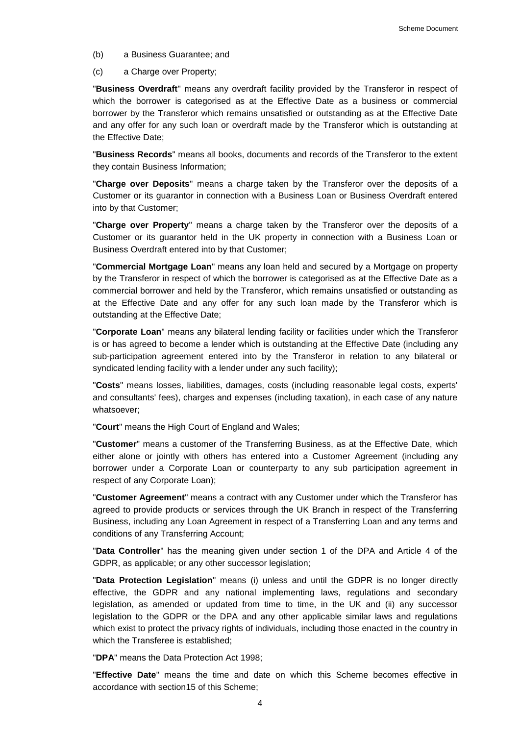(b) a Business Guarantee; and

(c) a Charge over Property;

"**Business Overdraft**" means any overdraft facility provided by the Transferor in respect of which the borrower is categorised as at the Effective Date as a business or commercial borrower by the Transferor which remains unsatisfied or outstanding as at the Effective Date and any offer for any such loan or overdraft made by the Transferor which is outstanding at the Effective Date;

"**Business Records**" means all books, documents and records of the Transferor to the extent they contain Business Information;

"**Charge over Deposits**" means a charge taken by the Transferor over the deposits of a Customer or its guarantor in connection with a Business Loan or Business Overdraft entered into by that Customer;

"**Charge over Property**" means a charge taken by the Transferor over the deposits of a Customer or its guarantor held in the UK property in connection with a Business Loan or Business Overdraft entered into by that Customer;

"**Commercial Mortgage Loan**" means any loan held and secured by a Mortgage on property by the Transferor in respect of which the borrower is categorised as at the Effective Date as a commercial borrower and held by the Transferor, which remains unsatisfied or outstanding as at the Effective Date and any offer for any such loan made by the Transferor which is outstanding at the Effective Date;

"**Corporate Loan**" means any bilateral lending facility or facilities under which the Transferor is or has agreed to become a lender which is outstanding at the Effective Date (including any sub-participation agreement entered into by the Transferor in relation to any bilateral or syndicated lending facility with a lender under any such facility);

"**Costs**" means losses, liabilities, damages, costs (including reasonable legal costs, experts' and consultants' fees), charges and expenses (including taxation), in each case of any nature whatsoever;

"**Court**" means the High Court of England and Wales;

"**Customer**" means a customer of the Transferring Business, as at the Effective Date, which either alone or jointly with others has entered into a Customer Agreement (including any borrower under a Corporate Loan or counterparty to any sub participation agreement in respect of any Corporate Loan);

"**Customer Agreement**" means a contract with any Customer under which the Transferor has agreed to provide products or services through the UK Branch in respect of the Transferring Business, including any Loan Agreement in respect of a Transferring Loan and any terms and conditions of any Transferring Account;

"**Data Controller**" has the meaning given under section 1 of the DPA and Article 4 of the GDPR, as applicable; or any other successor legislation;

"**Data Protection Legislation**" means (i) unless and until the GDPR is no longer directly effective, the GDPR and any national implementing laws, regulations and secondary legislation, as amended or updated from time to time, in the UK and (ii) any successor legislation to the GDPR or the DPA and any other applicable similar laws and regulations which exist to protect the privacy rights of individuals, including those enacted in the country in which the Transferee is established;

"**DPA**" means the Data Protection Act 1998;

"**Effective Date**" means the time and date on which this Scheme becomes effective in accordance with section15 of this Scheme;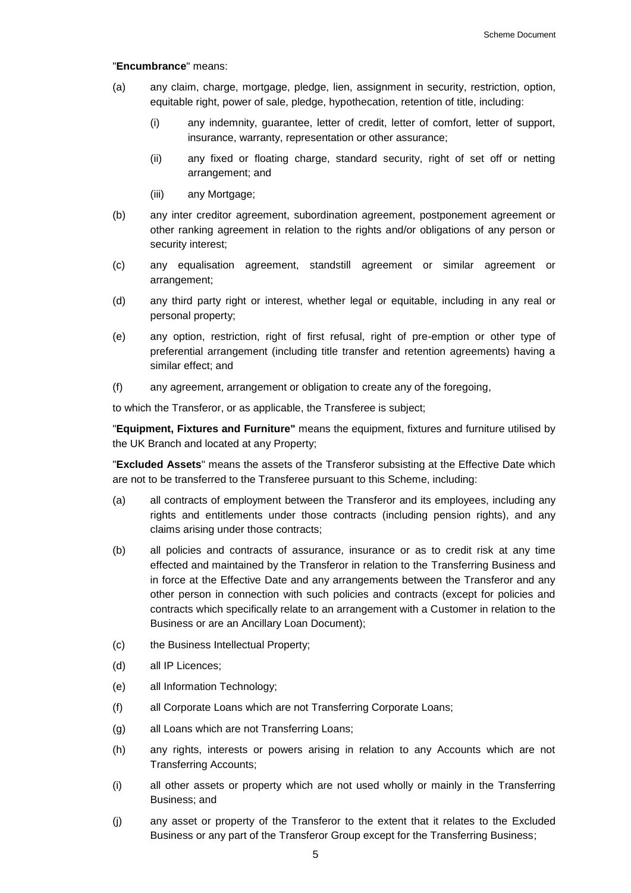"**Encumbrance**" means:

(a) any claim, charge, mortgage, pledge, lien, assignment in security, restriction, option, equitable right, power of sale, pledge, hypothecation, retention of title, including:

  (i) any indemnity, guarantee, letter of credit, letter of comfort, letter of support, insurance, warranty, representation or other assurance;

  (ii) any fixed or floating charge, standard security, right of set off or netting arrangement; and

  (iii) any Mortgage;

(b) any inter creditor agreement, subordination agreement, postponement agreement or other ranking agreement in relation to the rights and/or obligations of any person or security interest;

(c) any equalisation agreement, standstill agreement or similar agreement or arrangement;

(d) any third party right or interest, whether legal or equitable, including in any real or personal property;

(e) any option, restriction, right of first refusal, right of pre-emption or other type of preferential arrangement (including title transfer and retention agreements) having a similar effect; and

(f) any agreement, arrangement or obligation to create any of the foregoing,

to which the Transferor, or as applicable, the Transferee is subject;

"**Equipment, Fixtures and Furniture"** means the equipment, fixtures and furniture utilised by the UK Branch and located at any Property;

"**Excluded Assets**" means the assets of the Transferor subsisting at the Effective Date which are not to be transferred to the Transferee pursuant to this Scheme, including:

(a) all contracts of employment between the Transferor and its employees, including any rights and entitlements under those contracts (including pension rights), and any claims arising under those contracts;

(b) all policies and contracts of assurance, insurance or as to credit risk at any time effected and maintained by the Transferor in relation to the Transferring Business and in force at the Effective Date and any arrangements between the Transferor and any other person in connection with such policies and contracts (except for policies and contracts which specifically relate to an arrangement with a Customer in relation to the Business or are an Ancillary Loan Document);

(c) the Business Intellectual Property;

(d) all IP Licences;

(e) all Information Technology;

(f) all Corporate Loans which are not Transferring Corporate Loans;

(g) all Loans which are not Transferring Loans;

(h) any rights, interests or powers arising in relation to any Accounts which are not Transferring Accounts;

(i) all other assets or property which are not used wholly or mainly in the Transferring Business; and

(j) any asset or property of the Transferor to the extent that it relates to the Excluded Business or any part of the Transferor Group except for the Transferring Business;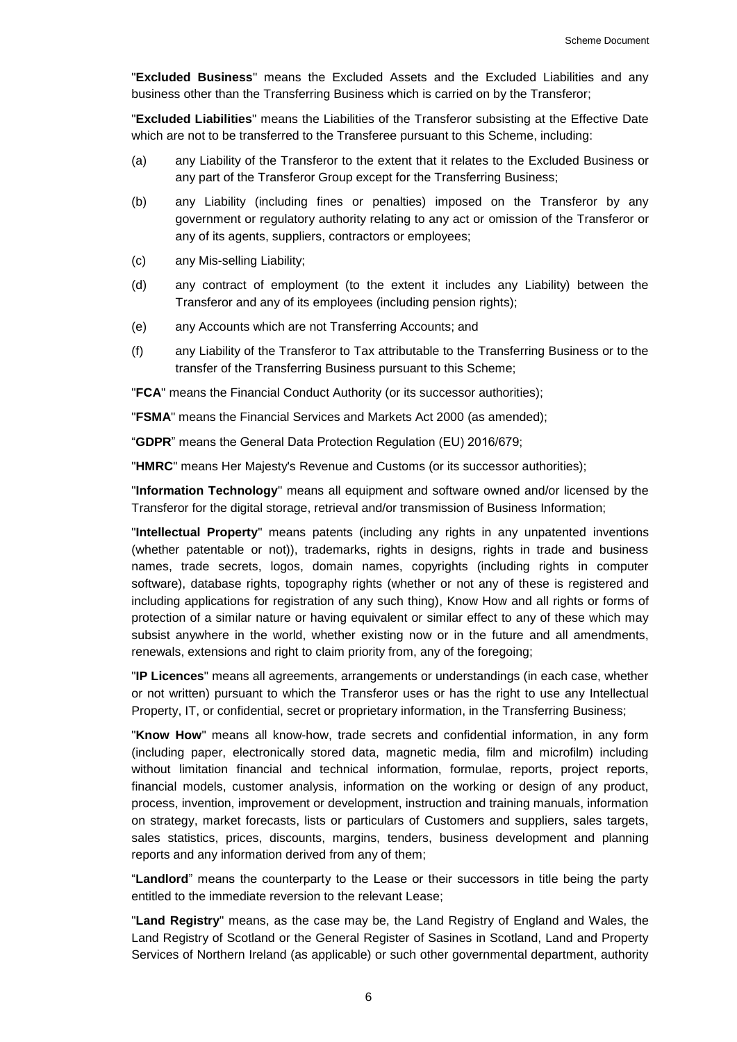"**Excluded Business**" means the Excluded Assets and the Excluded Liabilities and any business other than the Transferring Business which is carried on by the Transferor;

"**Excluded Liabilities**" means the Liabilities of the Transferor subsisting at the Effective Date which are not to be transferred to the Transferee pursuant to this Scheme, including:

(a) any Liability of the Transferor to the extent that it relates to the Excluded Business or any part of the Transferor Group except for the Transferring Business;

(b) any Liability (including fines or penalties) imposed on the Transferor by any government or regulatory authority relating to any act or omission of the Transferor or any of its agents, suppliers, contractors or employees;

(c) any Mis-selling Liability;

(d) any contract of employment (to the extent it includes any Liability) between the Transferor and any of its employees (including pension rights);

(e) any Accounts which are not Transferring Accounts; and

(f) any Liability of the Transferor to Tax attributable to the Transferring Business or to the transfer of the Transferring Business pursuant to this Scheme;

"**FCA**" means the Financial Conduct Authority (or its successor authorities);

"**FSMA**" means the Financial Services and Markets Act 2000 (as amended);

"**GDPR**" means the General Data Protection Regulation (EU) 2016/679;

"**HMRC**" means Her Majesty's Revenue and Customs (or its successor authorities);

"**Information Technology**" means all equipment and software owned and/or licensed by the Transferor for the digital storage, retrieval and/or transmission of Business Information;

"**Intellectual Property**" means patents (including any rights in any unpatented inventions (whether patentable or not)), trademarks, rights in designs, rights in trade and business names, trade secrets, logos, domain names, copyrights (including rights in computer software), database rights, topography rights (whether or not any of these is registered and including applications for registration of any such thing), Know How and all rights or forms of protection of a similar nature or having equivalent or similar effect to any of these which may subsist anywhere in the world, whether existing now or in the future and all amendments, renewals, extensions and right to claim priority from, any of the foregoing;

"**IP Licences**" means all agreements, arrangements or understandings (in each case, whether or not written) pursuant to which the Transferor uses or has the right to use any Intellectual Property, IT, or confidential, secret or proprietary information, in the Transferring Business;

"**Know How**" means all know-how, trade secrets and confidential information, in any form (including paper, electronically stored data, magnetic media, film and microfilm) including without limitation financial and technical information, formulae, reports, project reports, financial models, customer analysis, information on the working or design of any product, process, invention, improvement or development, instruction and training manuals, information on strategy, market forecasts, lists or particulars of Customers and suppliers, sales targets, sales statistics, prices, discounts, margins, tenders, business development and planning reports and any information derived from any of them;

"**Landlord**" means the counterparty to the Lease or their successors in title being the party entitled to the immediate reversion to the relevant Lease;

"**Land Registry**" means, as the case may be, the Land Registry of England and Wales, the Land Registry of Scotland or the General Register of Sasines in Scotland, Land and Property Services of Northern Ireland (as applicable) or such other governmental department, authority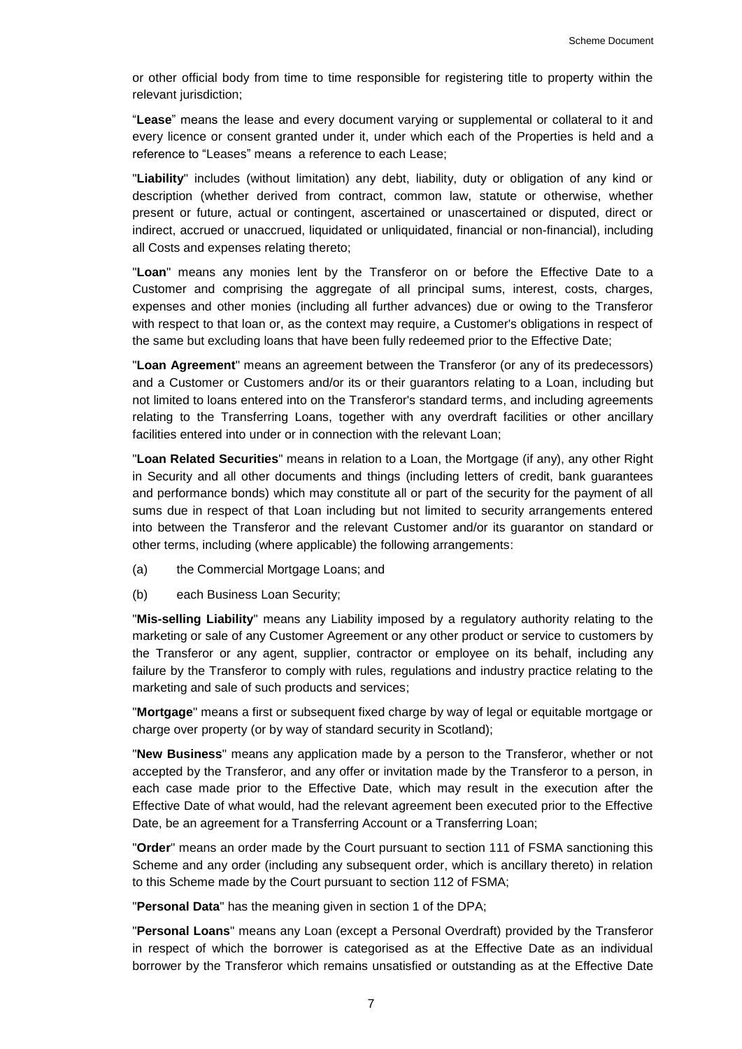or other official body from time to time responsible for registering title to property within the relevant jurisdiction;

"**Lease**" means the lease and every document varying or supplemental or collateral to it and every licence or consent granted under it, under which each of the Properties is held and a reference to "Leases" means a reference to each Lease;

"**Liability**" includes (without limitation) any debt, liability, duty or obligation of any kind or description (whether derived from contract, common law, statute or otherwise, whether present or future, actual or contingent, ascertained or unascertained or disputed, direct or indirect, accrued or unaccrued, liquidated or unliquidated, financial or non-financial), including all Costs and expenses relating thereto;

"**Loan**" means any monies lent by the Transferor on or before the Effective Date to a Customer and comprising the aggregate of all principal sums, interest, costs, charges, expenses and other monies (including all further advances) due or owing to the Transferor with respect to that loan or, as the context may require, a Customer's obligations in respect of the same but excluding loans that have been fully redeemed prior to the Effective Date;

"**Loan Agreement**" means an agreement between the Transferor (or any of its predecessors) and a Customer or Customers and/or its or their guarantors relating to a Loan, including but not limited to loans entered into on the Transferor's standard terms, and including agreements relating to the Transferring Loans, together with any overdraft facilities or other ancillary facilities entered into under or in connection with the relevant Loan;

"**Loan Related Securities**" means in relation to a Loan, the Mortgage (if any), any other Right in Security and all other documents and things (including letters of credit, bank guarantees and performance bonds) which may constitute all or part of the security for the payment of all sums due in respect of that Loan including but not limited to security arrangements entered into between the Transferor and the relevant Customer and/or its guarantor on standard or other terms, including (where applicable) the following arrangements:

(a) the Commercial Mortgage Loans; and

(b) each Business Loan Security;

"**Mis-selling Liability**" means any Liability imposed by a regulatory authority relating to the marketing or sale of any Customer Agreement or any other product or service to customers by the Transferor or any agent, supplier, contractor or employee on its behalf, including any failure by the Transferor to comply with rules, regulations and industry practice relating to the marketing and sale of such products and services;

"**Mortgage**" means a first or subsequent fixed charge by way of legal or equitable mortgage or charge over property (or by way of standard security in Scotland);

"**New Business**" means any application made by a person to the Transferor, whether or not accepted by the Transferor, and any offer or invitation made by the Transferor to a person, in each case made prior to the Effective Date, which may result in the execution after the Effective Date of what would, had the relevant agreement been executed prior to the Effective Date, be an agreement for a Transferring Account or a Transferring Loan;

"**Order**" means an order made by the Court pursuant to section 111 of FSMA sanctioning this Scheme and any order (including any subsequent order, which is ancillary thereto) in relation to this Scheme made by the Court pursuant to section 112 of FSMA;

"**Personal Data**" has the meaning given in section 1 of the DPA;

"**Personal Loans**" means any Loan (except a Personal Overdraft) provided by the Transferor in respect of which the borrower is categorised as at the Effective Date as an individual borrower by the Transferor which remains unsatisfied or outstanding as at the Effective Date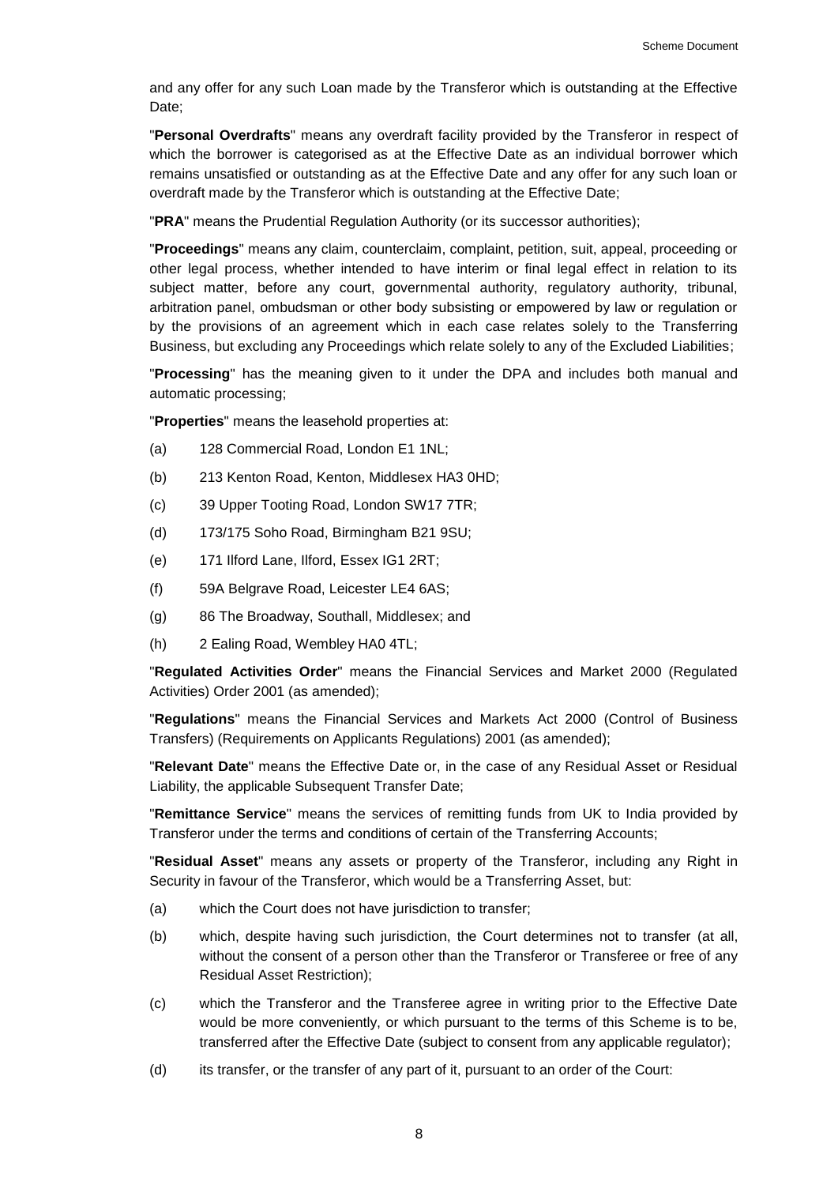and any offer for any such Loan made by the Transferor which is outstanding at the Effective Date;

"**Personal Overdrafts**" means any overdraft facility provided by the Transferor in respect of which the borrower is categorised as at the Effective Date as an individual borrower which remains unsatisfied or outstanding as at the Effective Date and any offer for any such loan or overdraft made by the Transferor which is outstanding at the Effective Date;

"**PRA**" means the Prudential Regulation Authority (or its successor authorities);

"**Proceedings**" means any claim, counterclaim, complaint, petition, suit, appeal, proceeding or other legal process, whether intended to have interim or final legal effect in relation to its subject matter, before any court, governmental authority, regulatory authority, tribunal, arbitration panel, ombudsman or other body subsisting or empowered by law or regulation or by the provisions of an agreement which in each case relates solely to the Transferring Business, but excluding any Proceedings which relate solely to any of the Excluded Liabilities;

"**Processing**" has the meaning given to it under the DPA and includes both manual and automatic processing;

"**Properties**" means the leasehold properties at:

(a) 128 Commercial Road, London E1 1NL;

(b) 213 Kenton Road, Kenton, Middlesex HA3 0HD;

(c) 39 Upper Tooting Road, London SW17 7TR;

(d) 173/175 Soho Road, Birmingham B21 9SU;

(e) 171 Ilford Lane, Ilford, Essex IG1 2RT;

(f) 59A Belgrave Road, Leicester LE4 6AS;

(g) 86 The Broadway, Southall, Middlesex; and

(h) 2 Ealing Road, Wembley HA0 4TL;

"**Regulated Activities Order**" means the Financial Services and Market 2000 (Regulated Activities) Order 2001 (as amended);

"**Regulations**" means the Financial Services and Markets Act 2000 (Control of Business Transfers) (Requirements on Applicants Regulations) 2001 (as amended);

"**Relevant Date**" means the Effective Date or, in the case of any Residual Asset or Residual Liability, the applicable Subsequent Transfer Date;

"**Remittance Service**" means the services of remitting funds from UK to India provided by Transferor under the terms and conditions of certain of the Transferring Accounts;

"**Residual Asset**" means any assets or property of the Transferor, including any Right in Security in favour of the Transferor, which would be a Transferring Asset, but:

(a) which the Court does not have jurisdiction to transfer;

(b) which, despite having such jurisdiction, the Court determines not to transfer (at all, without the consent of a person other than the Transferor or Transferee or free of any Residual Asset Restriction);

(c) which the Transferor and the Transferee agree in writing prior to the Effective Date would be more conveniently, or which pursuant to the terms of this Scheme is to be, transferred after the Effective Date (subject to consent from any applicable regulator);

(d) its transfer, or the transfer of any part of it, pursuant to an order of the Court: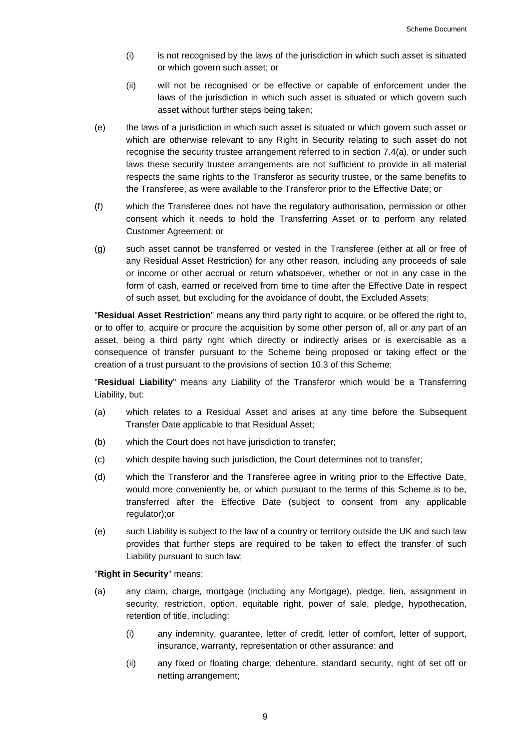(i) is not recognised by the laws of the jurisdiction in which such asset is situated or which govern such asset; or

(ii) will not be recognised or be effective or capable of enforcement under the laws of the jurisdiction in which such asset is situated or which govern such asset without further steps being taken;

(e) the laws of a jurisdiction in which such asset is situated or which govern such asset or which are otherwise relevant to any Right in Security relating to such asset do not recognise the security trustee arrangement referred to in section 7.4(a), or under such laws these security trustee arrangements are not sufficient to provide in all material respects the same rights to the Transferor as security trustee, or the same benefits to the Transferee, as were available to the Transferor prior to the Effective Date; or

(f) which the Transferee does not have the regulatory authorisation, permission or other consent which it needs to hold the Transferring Asset or to perform any related Customer Agreement; or

(g) such asset cannot be transferred or vested in the Transferee (either at all or free of any Residual Asset Restriction) for any other reason, including any proceeds of sale or income or other accrual or return whatsoever, whether or not in any case in the form of cash, earned or received from time to time after the Effective Date in respect of such asset, but excluding for the avoidance of doubt, the Excluded Assets;

"**Residual Asset Restriction**" means any third party right to acquire, or be offered the right to, or to offer to, acquire or procure the acquisition by some other person of, all or any part of an asset, being a third party right which directly or indirectly arises or is exercisable as a consequence of transfer pursuant to the Scheme being proposed or taking effect or the creation of a trust pursuant to the provisions of section 10.3 of this Scheme;

"**Residual Liability**" means any Liability of the Transferor which would be a Transferring Liability, but:

(a) which relates to a Residual Asset and arises at any time before the Subsequent Transfer Date applicable to that Residual Asset;

(b) which the Court does not have jurisdiction to transfer;

(c) which despite having such jurisdiction, the Court determines not to transfer;

(d) which the Transferor and the Transferee agree in writing prior to the Effective Date, would more conveniently be, or which pursuant to the terms of this Scheme is to be, transferred after the Effective Date (subject to consent from any applicable regulator);or

(e) such Liability is subject to the law of a country or territory outside the UK and such law provides that further steps are required to be taken to effect the transfer of such Liability pursuant to such law;

"**Right in Security**" means:

(a) any claim, charge, mortgage (including any Mortgage), pledge, lien, assignment in security, restriction, option, equitable right, power of sale, pledge, hypothecation, retention of title, including:

  (i) any indemnity, guarantee, letter of credit, letter of comfort, letter of support, insurance, warranty, representation or other assurance; and

  (ii) any fixed or floating charge, debenture, standard security, right of set off or netting arrangement;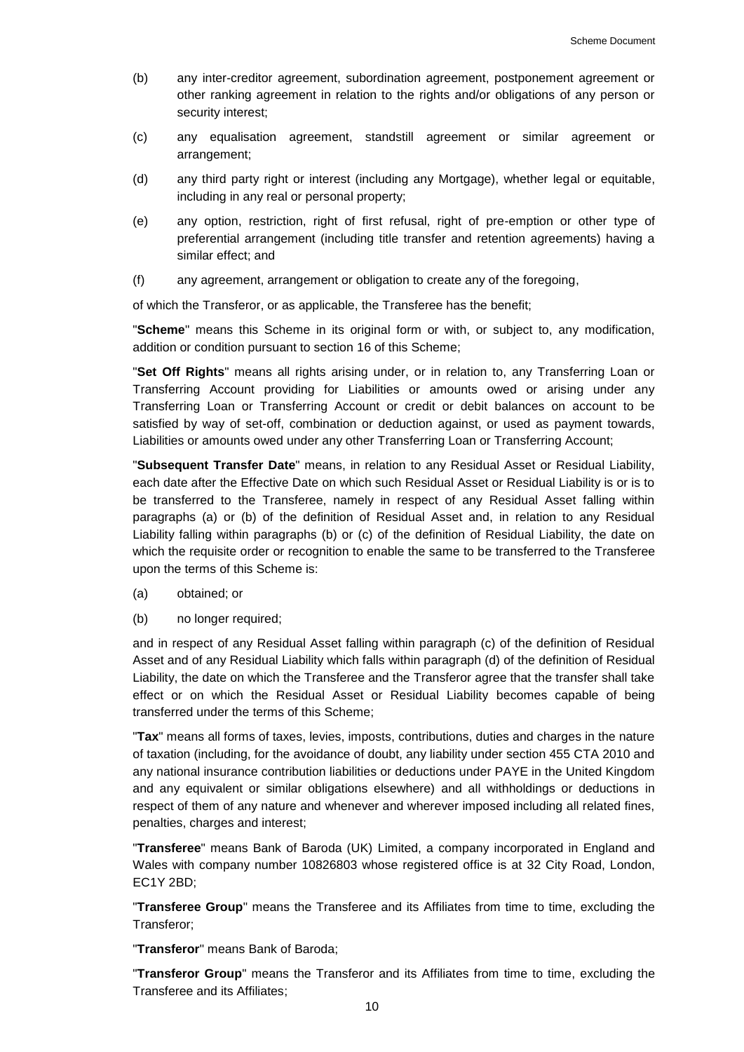(b) any inter-creditor agreement, subordination agreement, postponement agreement or other ranking agreement in relation to the rights and/or obligations of any person or security interest;

(c) any equalisation agreement, standstill agreement or similar agreement or arrangement;

(d) any third party right or interest (including any Mortgage), whether legal or equitable, including in any real or personal property;

(e) any option, restriction, right of first refusal, right of pre-emption or other type of preferential arrangement (including title transfer and retention agreements) having a similar effect; and

(f) any agreement, arrangement or obligation to create any of the foregoing,

of which the Transferor, or as applicable, the Transferee has the benefit;

"**Scheme**" means this Scheme in its original form or with, or subject to, any modification, addition or condition pursuant to section 16 of this Scheme;

"**Set Off Rights**" means all rights arising under, or in relation to, any Transferring Loan or Transferring Account providing for Liabilities or amounts owed or arising under any Transferring Loan or Transferring Account or credit or debit balances on account to be satisfied by way of set-off, combination or deduction against, or used as payment towards, Liabilities or amounts owed under any other Transferring Loan or Transferring Account;

"**Subsequent Transfer Date**" means, in relation to any Residual Asset or Residual Liability, each date after the Effective Date on which such Residual Asset or Residual Liability is or is to be transferred to the Transferee, namely in respect of any Residual Asset falling within paragraphs (a) or (b) of the definition of Residual Asset and, in relation to any Residual Liability falling within paragraphs (b) or (c) of the definition of Residual Liability, the date on which the requisite order or recognition to enable the same to be transferred to the Transferee upon the terms of this Scheme is:

(a) obtained; or

(b) no longer required;

and in respect of any Residual Asset falling within paragraph (c) of the definition of Residual Asset and of any Residual Liability which falls within paragraph (d) of the definition of Residual Liability, the date on which the Transferee and the Transferor agree that the transfer shall take effect or on which the Residual Asset or Residual Liability becomes capable of being transferred under the terms of this Scheme;

"**Tax**" means all forms of taxes, levies, imposts, contributions, duties and charges in the nature of taxation (including, for the avoidance of doubt, any liability under section 455 CTA 2010 and any national insurance contribution liabilities or deductions under PAYE in the United Kingdom and any equivalent or similar obligations elsewhere) and all withholdings or deductions in respect of them of any nature and whenever and wherever imposed including all related fines, penalties, charges and interest;

"**Transferee**" means Bank of Baroda (UK) Limited, a company incorporated in England and Wales with company number 10826803 whose registered office is at 32 City Road, London, EC1Y 2BD;

"**Transferee Group**" means the Transferee and its Affiliates from time to time, excluding the Transferor;

"**Transferor**" means Bank of Baroda;

"**Transferor Group**" means the Transferor and its Affiliates from time to time, excluding the Transferee and its Affiliates;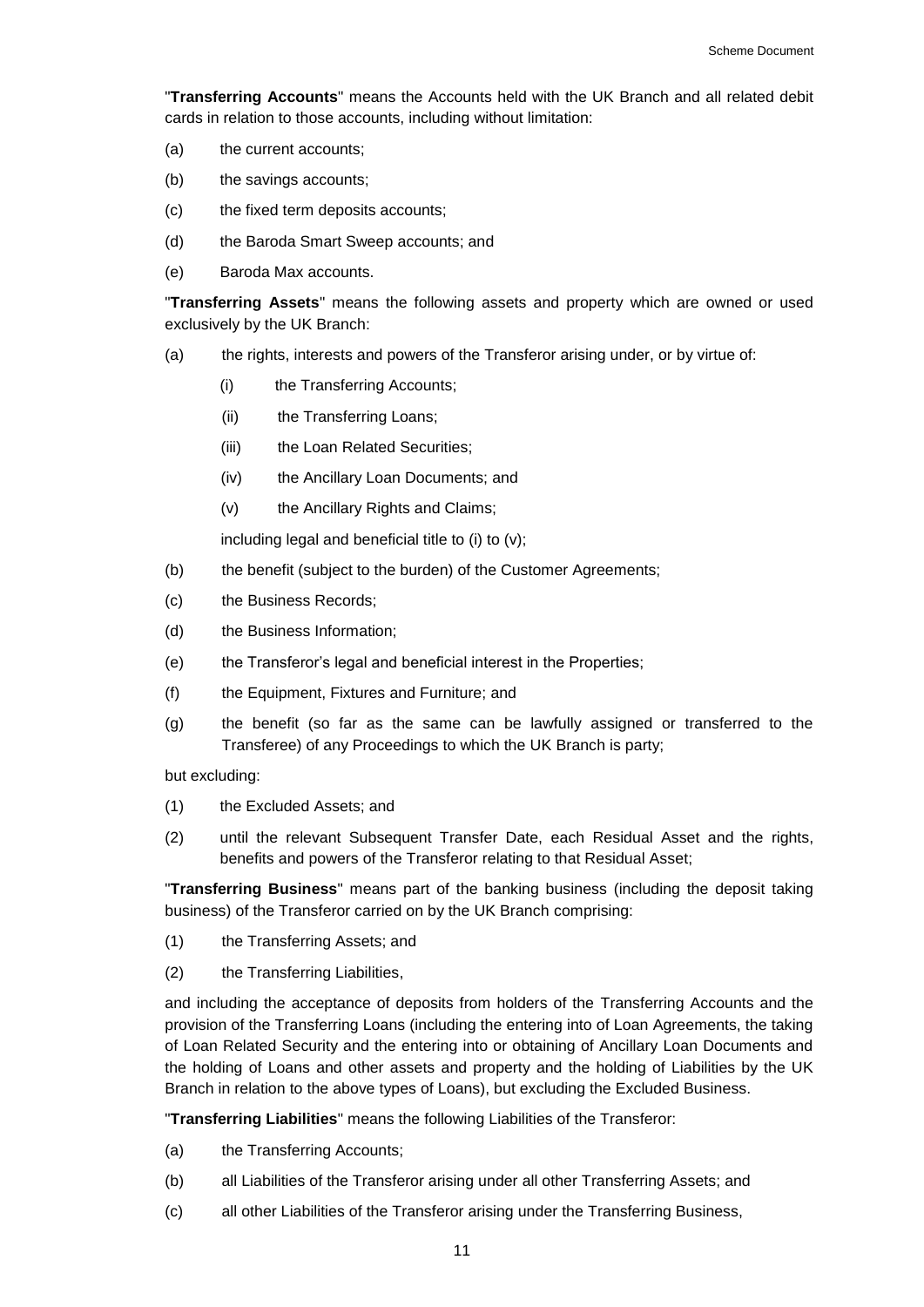"**Transferring Accounts**" means the Accounts held with the UK Branch and all related debit cards in relation to those accounts, including without limitation:

(a) the current accounts;

(b) the savings accounts;

(c) the fixed term deposits accounts;

(d) the Baroda Smart Sweep accounts; and

(e) Baroda Max accounts.

"**Transferring Assets**" means the following assets and property which are owned or used exclusively by the UK Branch:

(a) the rights, interests and powers of the Transferor arising under, or by virtue of:

  (i) the Transferring Accounts;

  (ii) the Transferring Loans;

  (iii) the Loan Related Securities;

  (iv) the Ancillary Loan Documents; and

  (v) the Ancillary Rights and Claims;

  including legal and beneficial title to (i) to (v);

(b) the benefit (subject to the burden) of the Customer Agreements;

(c) the Business Records;

(d) the Business Information;

(e) the Transferor's legal and beneficial interest in the Properties;

(f) the Equipment, Fixtures and Furniture; and

(g) the benefit (so far as the same can be lawfully assigned or transferred to the Transferee) of any Proceedings to which the UK Branch is party;

but excluding:

(1) the Excluded Assets; and

(2) until the relevant Subsequent Transfer Date, each Residual Asset and the rights, benefits and powers of the Transferor relating to that Residual Asset;

"**Transferring Business**" means part of the banking business (including the deposit taking business) of the Transferor carried on by the UK Branch comprising:

(1) the Transferring Assets; and

(2) the Transferring Liabilities,

and including the acceptance of deposits from holders of the Transferring Accounts and the provision of the Transferring Loans (including the entering into of Loan Agreements, the taking of Loan Related Security and the entering into or obtaining of Ancillary Loan Documents and the holding of Loans and other assets and property and the holding of Liabilities by the UK Branch in relation to the above types of Loans), but excluding the Excluded Business.

"**Transferring Liabilities**" means the following Liabilities of the Transferor:

(a) the Transferring Accounts;

(b) all Liabilities of the Transferor arising under all other Transferring Assets; and

(c) all other Liabilities of the Transferor arising under the Transferring Business,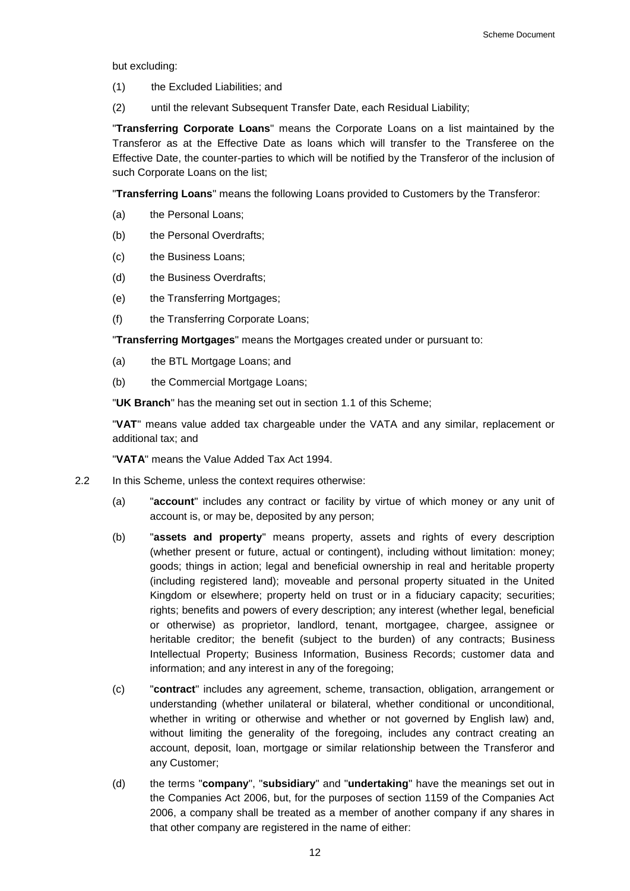but excluding:

(1) the Excluded Liabilities; and

(2) until the relevant Subsequent Transfer Date, each Residual Liability;

"**Transferring Corporate Loans**" means the Corporate Loans on a list maintained by the Transferor as at the Effective Date as loans which will transfer to the Transferee on the Effective Date, the counter-parties to which will be notified by the Transferor of the inclusion of such Corporate Loans on the list;

"**Transferring Loans**" means the following Loans provided to Customers by the Transferor:

(a) the Personal Loans;

(b) the Personal Overdrafts;

(c) the Business Loans;

(d) the Business Overdrafts;

(e) the Transferring Mortgages;

(f) the Transferring Corporate Loans;

"**Transferring Mortgages**" means the Mortgages created under or pursuant to:

(a) the BTL Mortgage Loans; and

(b) the Commercial Mortgage Loans;

"**UK Branch**" has the meaning set out in section 1.1 of this Scheme;

"**VAT**" means value added tax chargeable under the VATA and any similar, replacement or additional tax; and

"**VATA**" means the Value Added Tax Act 1994.

2.2 In this Scheme, unless the context requires otherwise:

(a) "**account**" includes any contract or facility by virtue of which money or any unit of account is, or may be, deposited by any person;

(b) "**assets and property**" means property, assets and rights of every description (whether present or future, actual or contingent), including without limitation: money; goods; things in action; legal and beneficial ownership in real and heritable property (including registered land); moveable and personal property situated in the United Kingdom or elsewhere; property held on trust or in a fiduciary capacity; securities; rights; benefits and powers of every description; any interest (whether legal, beneficial or otherwise) as proprietor, landlord, tenant, mortgagee, chargee, assignee or heritable creditor; the benefit (subject to the burden) of any contracts; Business Intellectual Property; Business Information, Business Records; customer data and information; and any interest in any of the foregoing;

(c) "**contract**" includes any agreement, scheme, transaction, obligation, arrangement or understanding (whether unilateral or bilateral, whether conditional or unconditional, whether in writing or otherwise and whether or not governed by English law) and, without limiting the generality of the foregoing, includes any contract creating an account, deposit, loan, mortgage or similar relationship between the Transferor and any Customer;

(d) the terms "**company**", "**subsidiary**" and "**undertaking**" have the meanings set out in the Companies Act 2006, but, for the purposes of section 1159 of the Companies Act 2006, a company shall be treated as a member of another company if any shares in that other company are registered in the name of either: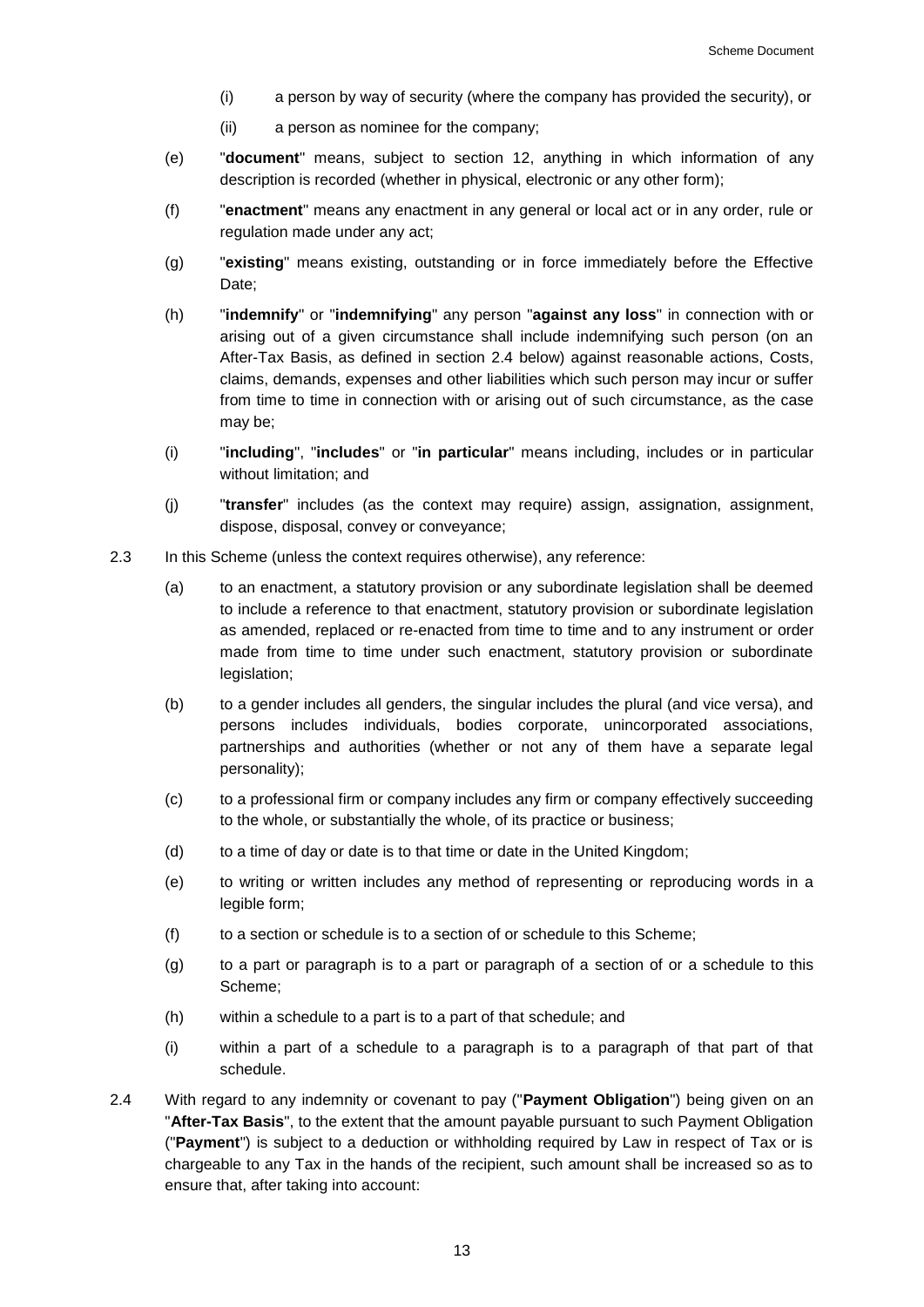(i) a person by way of security (where the company has provided the security), or

(ii) a person as nominee for the company;

(e) "**document**" means, subject to section 12, anything in which information of any description is recorded (whether in physical, electronic or any other form);

(f) "**enactment**" means any enactment in any general or local act or in any order, rule or regulation made under any act;

(g) "**existing**" means existing, outstanding or in force immediately before the Effective Date;

(h) "**indemnify**" or "**indemnifying**" any person "**against any loss**" in connection with or arising out of a given circumstance shall include indemnifying such person (on an After-Tax Basis, as defined in section 2.4 below) against reasonable actions, Costs, claims, demands, expenses and other liabilities which such person may incur or suffer from time to time in connection with or arising out of such circumstance, as the case may be;

(i) "**including**", "**includes**" or "**in particular**" means including, includes or in particular without limitation; and

(j) "**transfer**" includes (as the context may require) assign, assignation, assignment, dispose, disposal, convey or conveyance;

2.3 In this Scheme (unless the context requires otherwise), any reference:

(a) to an enactment, a statutory provision or any subordinate legislation shall be deemed to include a reference to that enactment, statutory provision or subordinate legislation as amended, replaced or re-enacted from time to time and to any instrument or order made from time to time under such enactment, statutory provision or subordinate legislation;

(b) to a gender includes all genders, the singular includes the plural (and vice versa), and persons includes individuals, bodies corporate, unincorporated associations, partnerships and authorities (whether or not any of them have a separate legal personality);

(c) to a professional firm or company includes any firm or company effectively succeeding to the whole, or substantially the whole, of its practice or business;

(d) to a time of day or date is to that time or date in the United Kingdom;

(e) to writing or written includes any method of representing or reproducing words in a legible form;

(f) to a section or schedule is to a section of or schedule to this Scheme;

(g) to a part or paragraph is to a part or paragraph of a section of or a schedule to this Scheme;

(h) within a schedule to a part is to a part of that schedule; and

(i) within a part of a schedule to a paragraph is to a paragraph of that part of that schedule.

2.4 With regard to any indemnity or covenant to pay ("**Payment Obligation**") being given on an "**After-Tax Basis**", to the extent that the amount payable pursuant to such Payment Obligation ("**Payment**") is subject to a deduction or withholding required by Law in respect of Tax or is chargeable to any Tax in the hands of the recipient, such amount shall be increased so as to ensure that, after taking into account: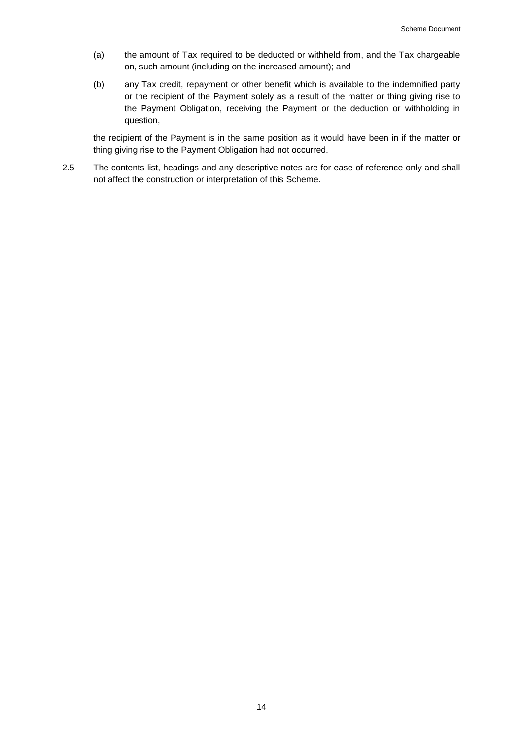(a) the amount of Tax required to be deducted or withheld from, and the Tax chargeable on, such amount (including on the increased amount); and

(b) any Tax credit, repayment or other benefit which is available to the indemnified party or the recipient of the Payment solely as a result of the matter or thing giving rise to the Payment Obligation, receiving the Payment or the deduction or withholding in question,

the recipient of the Payment is in the same position as it would have been in if the matter or thing giving rise to the Payment Obligation had not occurred.

2.5 The contents list, headings and any descriptive notes are for ease of reference only and shall not affect the construction or interpretation of this Scheme.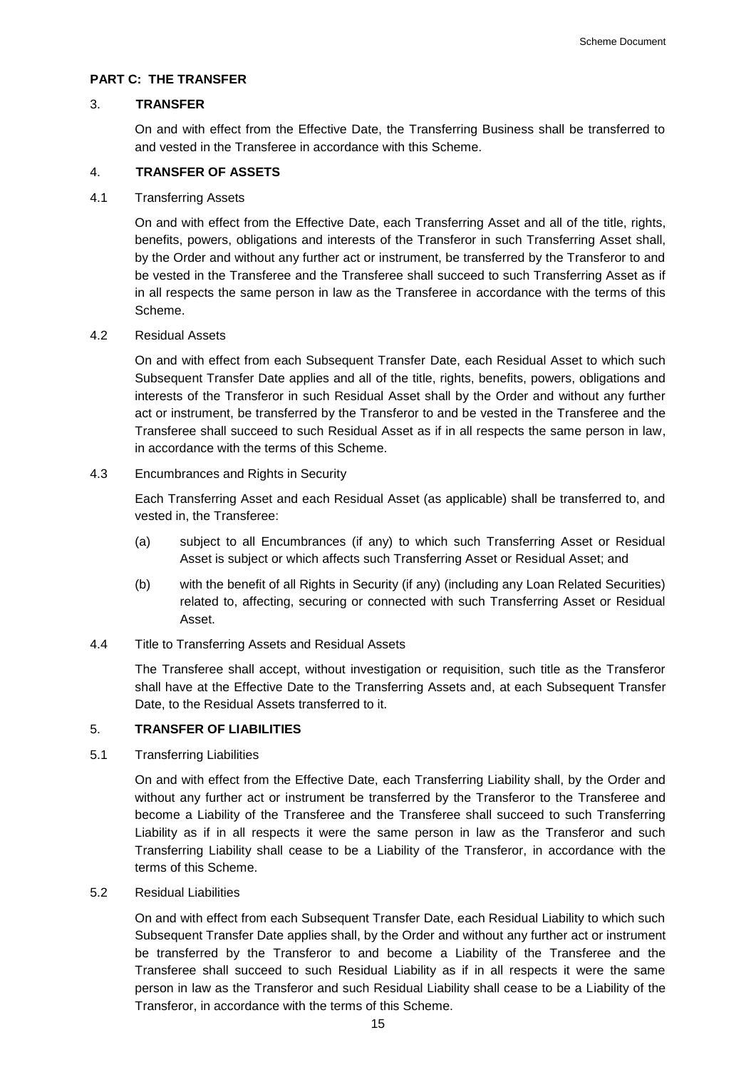## PART C: THE TRANSFER

### 3. TRANSFER

On and with effect from the Effective Date, the Transferring Business shall be transferred to and vested in the Transferee in accordance with this Scheme.

### 4. TRANSFER OF ASSETS

4.1 Transferring Assets

On and with effect from the Effective Date, each Transferring Asset and all of the title, rights, benefits, powers, obligations and interests of the Transferor in such Transferring Asset shall, by the Order and without any further act or instrument, be transferred by the Transferor to and be vested in the Transferee and the Transferee shall succeed to such Transferring Asset as if in all respects the same person in law as the Transferee in accordance with the terms of this Scheme.

4.2 Residual Assets

On and with effect from each Subsequent Transfer Date, each Residual Asset to which such Subsequent Transfer Date applies and all of the title, rights, benefits, powers, obligations and interests of the Transferor in such Residual Asset shall by the Order and without any further act or instrument, be transferred by the Transferor to and be vested in the Transferee and the Transferee shall succeed to such Residual Asset as if in all respects the same person in law, in accordance with the terms of this Scheme.

4.3 Encumbrances and Rights in Security

Each Transferring Asset and each Residual Asset (as applicable) shall be transferred to, and vested in, the Transferee:

(a) subject to all Encumbrances (if any) to which such Transferring Asset or Residual Asset is subject or which affects such Transferring Asset or Residual Asset; and

(b) with the benefit of all Rights in Security (if any) (including any Loan Related Securities) related to, affecting, securing or connected with such Transferring Asset or Residual Asset.

4.4 Title to Transferring Assets and Residual Assets

The Transferee shall accept, without investigation or requisition, such title as the Transferor shall have at the Effective Date to the Transferring Assets and, at each Subsequent Transfer Date, to the Residual Assets transferred to it.

### 5. TRANSFER OF LIABILITIES

5.1 Transferring Liabilities

On and with effect from the Effective Date, each Transferring Liability shall, by the Order and without any further act or instrument be transferred by the Transferor to the Transferee and become a Liability of the Transferee and the Transferee shall succeed to such Transferring Liability as if in all respects it were the same person in law as the Transferor and such Transferring Liability shall cease to be a Liability of the Transferor, in accordance with the terms of this Scheme.

5.2 Residual Liabilities

On and with effect from each Subsequent Transfer Date, each Residual Liability to which such Subsequent Transfer Date applies shall, by the Order and without any further act or instrument be transferred by the Transferor to and become a Liability of the Transferee and the Transferee shall succeed to such Residual Liability as if in all respects it were the same person in law as the Transferor and such Residual Liability shall cease to be a Liability of the Transferor, in accordance with the terms of this Scheme.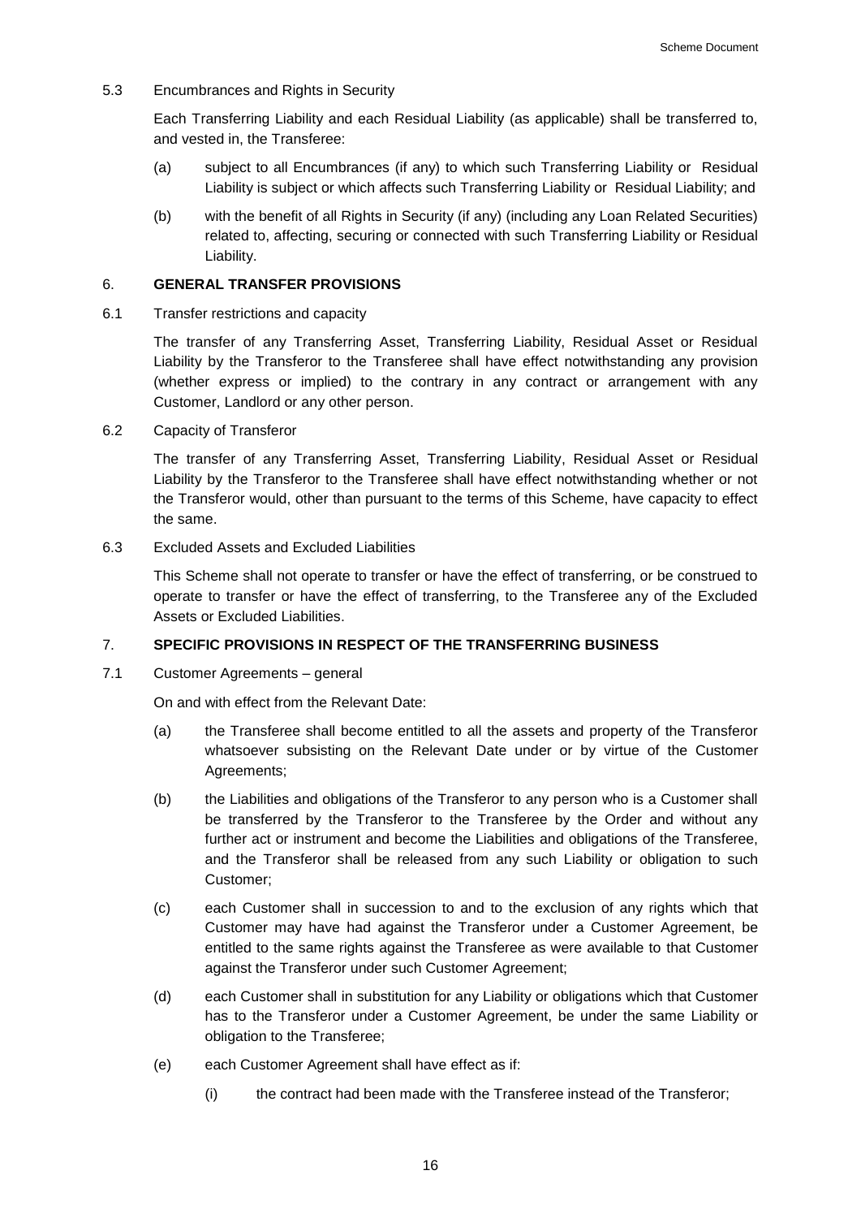5.3 Encumbrances and Rights in Security

Each Transferring Liability and each Residual Liability (as applicable) shall be transferred to, and vested in, the Transferee:

(a) subject to all Encumbrances (if any) to which such Transferring Liability or Residual Liability is subject or which affects such Transferring Liability or Residual Liability; and

(b) with the benefit of all Rights in Security (if any) (including any Loan Related Securities) related to, affecting, securing or connected with such Transferring Liability or Residual Liability.

## 6. GENERAL TRANSFER PROVISIONS

6.1 Transfer restrictions and capacity

The transfer of any Transferring Asset, Transferring Liability, Residual Asset or Residual Liability by the Transferor to the Transferee shall have effect notwithstanding any provision (whether express or implied) to the contrary in any contract or arrangement with any Customer, Landlord or any other person.

6.2 Capacity of Transferor

The transfer of any Transferring Asset, Transferring Liability, Residual Asset or Residual Liability by the Transferor to the Transferee shall have effect notwithstanding whether or not the Transferor would, other than pursuant to the terms of this Scheme, have capacity to effect the same.

6.3 Excluded Assets and Excluded Liabilities

This Scheme shall not operate to transfer or have the effect of transferring, or be construed to operate to transfer or have the effect of transferring, to the Transferee any of the Excluded Assets or Excluded Liabilities.

## 7. SPECIFIC PROVISIONS IN RESPECT OF THE TRANSFERRING BUSINESS

7.1 Customer Agreements – general

On and with effect from the Relevant Date:

(a) the Transferee shall become entitled to all the assets and property of the Transferor whatsoever subsisting on the Relevant Date under or by virtue of the Customer Agreements;

(b) the Liabilities and obligations of the Transferor to any person who is a Customer shall be transferred by the Transferor to the Transferee by the Order and without any further act or instrument and become the Liabilities and obligations of the Transferee, and the Transferor shall be released from any such Liability or obligation to such Customer;

(c) each Customer shall in succession to and to the exclusion of any rights which that Customer may have had against the Transferor under a Customer Agreement, be entitled to the same rights against the Transferee as were available to that Customer against the Transferor under such Customer Agreement;

(d) each Customer shall in substitution for any Liability or obligations which that Customer has to the Transferor under a Customer Agreement, be under the same Liability or obligation to the Transferee;

(e) each Customer Agreement shall have effect as if:

(i) the contract had been made with the Transferee instead of the Transferor;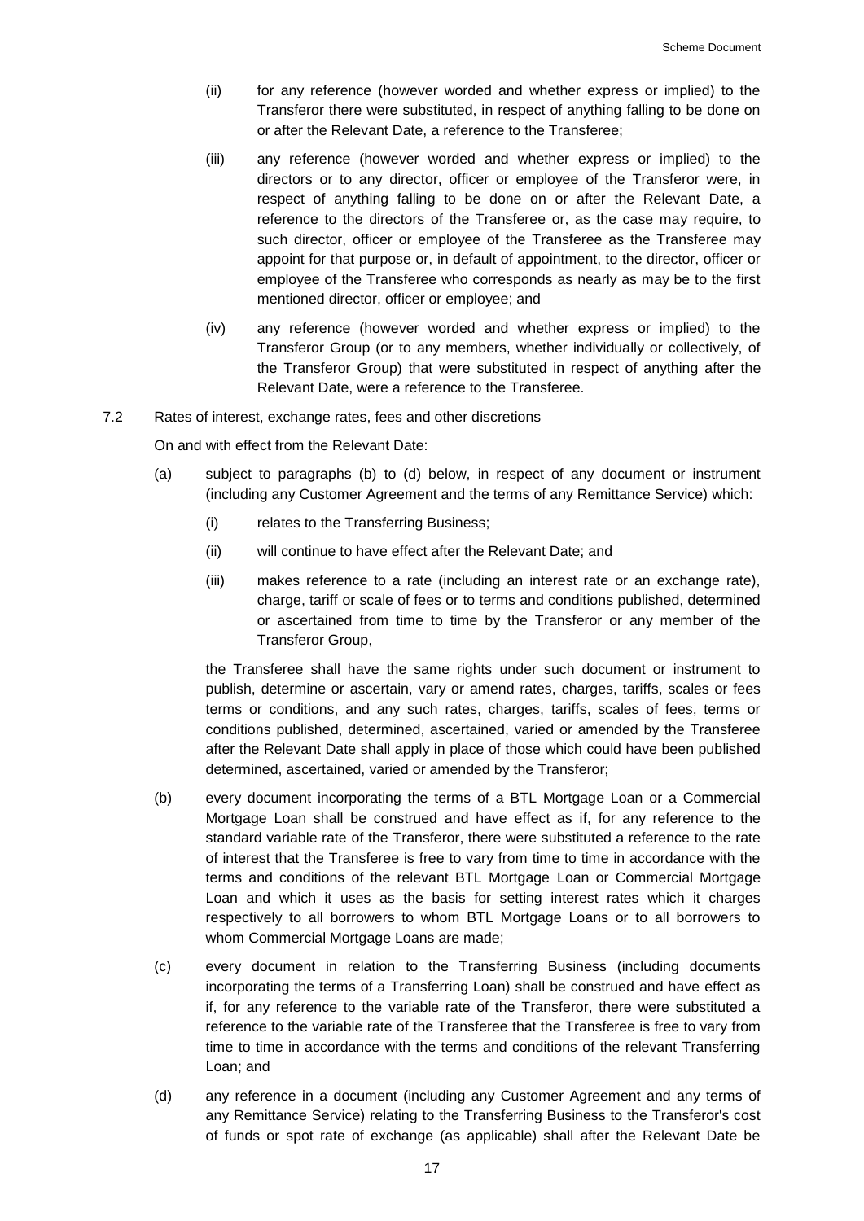(ii) for any reference (however worded and whether express or implied) to the Transferor there were substituted, in respect of anything falling to be done on or after the Relevant Date, a reference to the Transferee;

(iii) any reference (however worded and whether express or implied) to the directors or to any director, officer or employee of the Transferor were, in respect of anything falling to be done on or after the Relevant Date, a reference to the directors of the Transferee or, as the case may require, to such director, officer or employee of the Transferee as the Transferee may appoint for that purpose or, in default of appointment, to the director, officer or employee of the Transferee who corresponds as nearly as may be to the first mentioned director, officer or employee; and

(iv) any reference (however worded and whether express or implied) to the Transferor Group (or to any members, whether individually or collectively, of the Transferor Group) that were substituted in respect of anything after the Relevant Date, were a reference to the Transferee.

7.2 Rates of interest, exchange rates, fees and other discretions

On and with effect from the Relevant Date:

(a) subject to paragraphs (b) to (d) below, in respect of any document or instrument (including any Customer Agreement and the terms of any Remittance Service) which:

   (i) relates to the Transferring Business;

   (ii) will continue to have effect after the Relevant Date; and

   (iii) makes reference to a rate (including an interest rate or an exchange rate), charge, tariff or scale of fees or to terms and conditions published, determined or ascertained from time to time by the Transferor or any member of the Transferor Group,

the Transferee shall have the same rights under such document or instrument to publish, determine or ascertain, vary or amend rates, charges, tariffs, scales or fees terms or conditions, and any such rates, charges, tariffs, scales of fees, terms or conditions published, determined, ascertained, varied or amended by the Transferee after the Relevant Date shall apply in place of those which could have been published determined, ascertained, varied or amended by the Transferor;

(b) every document incorporating the terms of a BTL Mortgage Loan or a Commercial Mortgage Loan shall be construed and have effect as if, for any reference to the standard variable rate of the Transferor, there were substituted a reference to the rate of interest that the Transferee is free to vary from time to time in accordance with the terms and conditions of the relevant BTL Mortgage Loan or Commercial Mortgage Loan and which it uses as the basis for setting interest rates which it charges respectively to all borrowers to whom BTL Mortgage Loans or to all borrowers to whom Commercial Mortgage Loans are made;

(c) every document in relation to the Transferring Business (including documents incorporating the terms of a Transferring Loan) shall be construed and have effect as if, for any reference to the variable rate of the Transferor, there were substituted a reference to the variable rate of the Transferee that the Transferee is free to vary from time to time in accordance with the terms and conditions of the relevant Transferring Loan; and

(d) any reference in a document (including any Customer Agreement and any terms of any Remittance Service) relating to the Transferring Business to the Transferor's cost of funds or spot rate of exchange (as applicable) shall after the Relevant Date be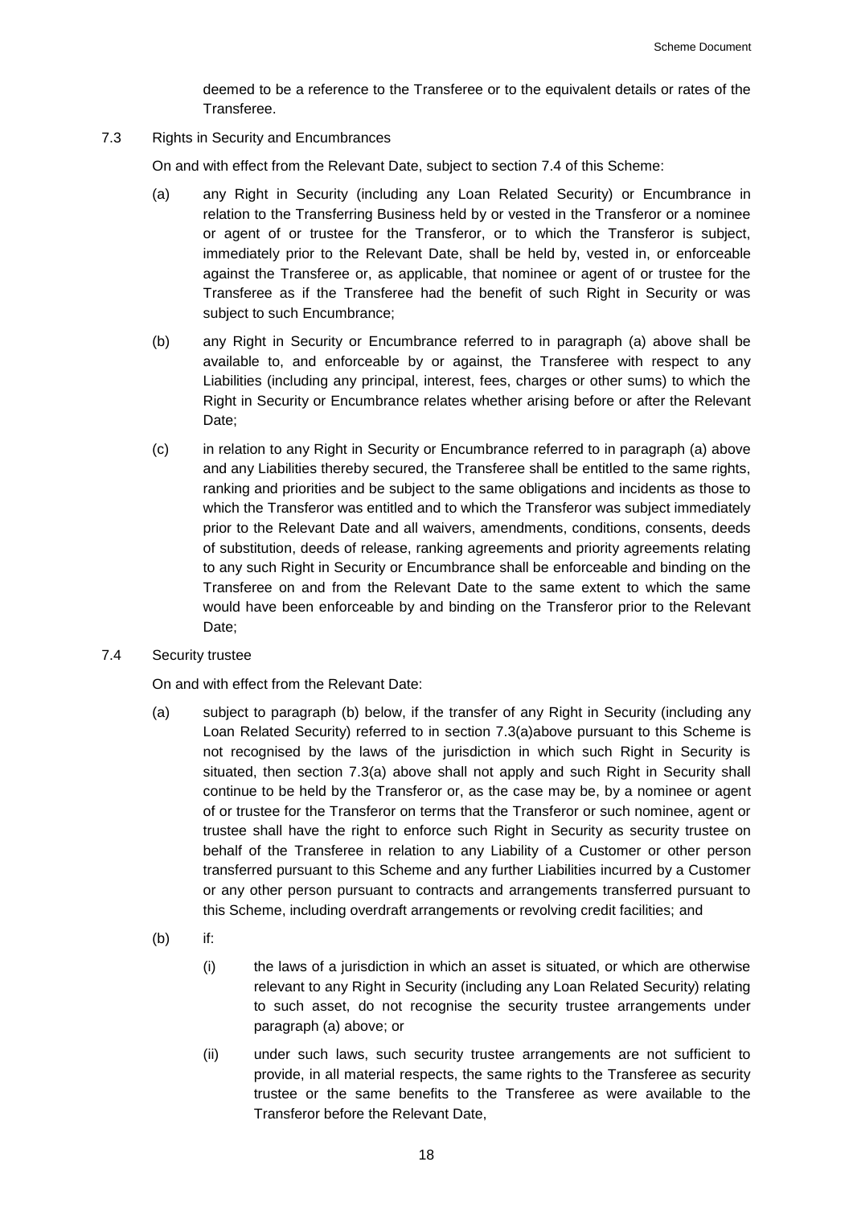deemed to be a reference to the Transferee or to the equivalent details or rates of the Transferee.

7.3 Rights in Security and Encumbrances

On and with effect from the Relevant Date, subject to section 7.4 of this Scheme:

(a) any Right in Security (including any Loan Related Security) or Encumbrance in relation to the Transferring Business held by or vested in the Transferor or a nominee or agent of or trustee for the Transferor, or to which the Transferor is subject, immediately prior to the Relevant Date, shall be held by, vested in, or enforceable against the Transferee or, as applicable, that nominee or agent of or trustee for the Transferee as if the Transferee had the benefit of such Right in Security or was subject to such Encumbrance;

(b) any Right in Security or Encumbrance referred to in paragraph (a) above shall be available to, and enforceable by or against, the Transferee with respect to any Liabilities (including any principal, interest, fees, charges or other sums) to which the Right in Security or Encumbrance relates whether arising before or after the Relevant Date;

(c) in relation to any Right in Security or Encumbrance referred to in paragraph (a) above and any Liabilities thereby secured, the Transferee shall be entitled to the same rights, ranking and priorities and be subject to the same obligations and incidents as those to which the Transferor was entitled and to which the Transferor was subject immediately prior to the Relevant Date and all waivers, amendments, conditions, consents, deeds of substitution, deeds of release, ranking agreements and priority agreements relating to any such Right in Security or Encumbrance shall be enforceable and binding on the Transferee on and from the Relevant Date to the same extent to which the same would have been enforceable by and binding on the Transferor prior to the Relevant Date;

7.4 Security trustee

On and with effect from the Relevant Date:

(a) subject to paragraph (b) below, if the transfer of any Right in Security (including any Loan Related Security) referred to in section 7.3(a)above pursuant to this Scheme is not recognised by the laws of the jurisdiction in which such Right in Security is situated, then section 7.3(a) above shall not apply and such Right in Security shall continue to be held by the Transferor or, as the case may be, by a nominee or agent of or trustee for the Transferor on terms that the Transferor or such nominee, agent or trustee shall have the right to enforce such Right in Security as security trustee on behalf of the Transferee in relation to any Liability of a Customer or other person transferred pursuant to this Scheme and any further Liabilities incurred by a Customer or any other person pursuant to contracts and arrangements transferred pursuant to this Scheme, including overdraft arrangements or revolving credit facilities; and

(b) if:

(i) the laws of a jurisdiction in which an asset is situated, or which are otherwise relevant to any Right in Security (including any Loan Related Security) relating to such asset, do not recognise the security trustee arrangements under paragraph (a) above; or

(ii) under such laws, such security trustee arrangements are not sufficient to provide, in all material respects, the same rights to the Transferee as security trustee or the same benefits to the Transferee as were available to the Transferor before the Relevant Date,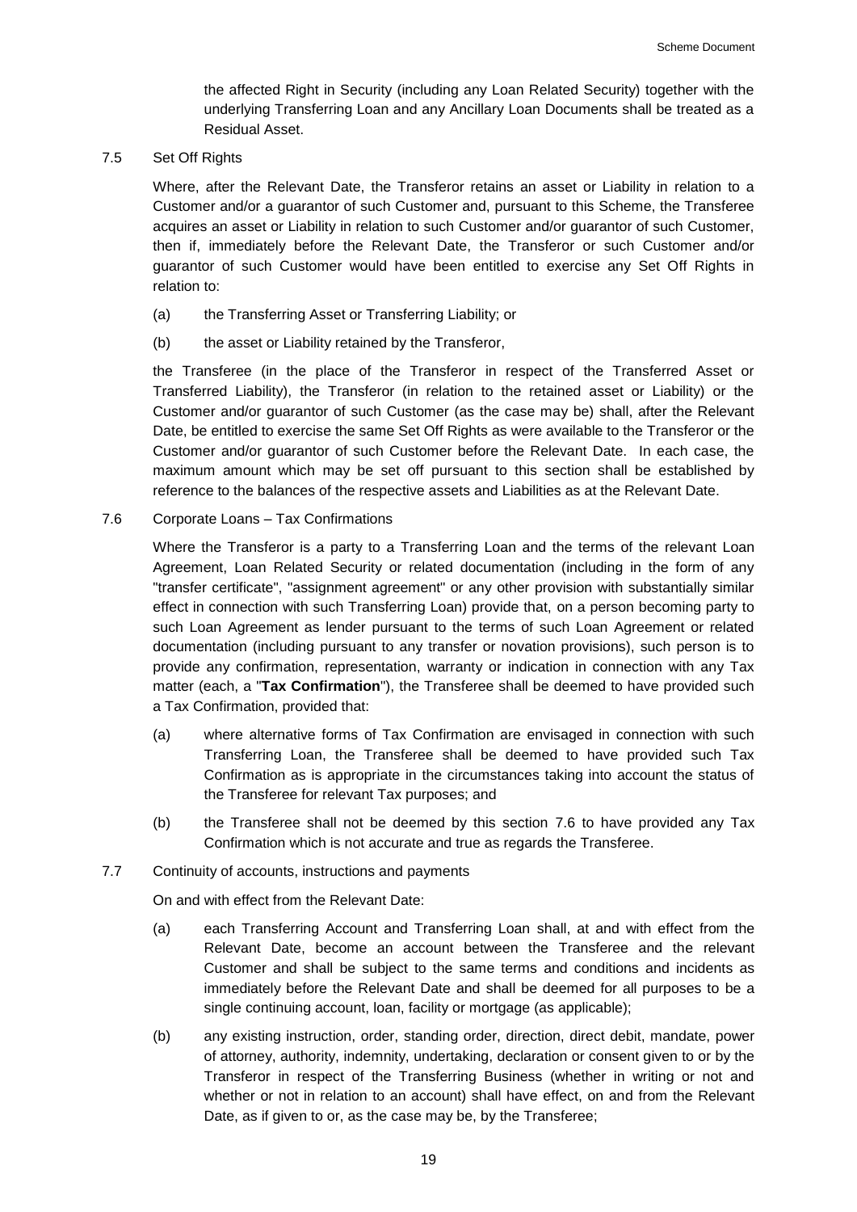the affected Right in Security (including any Loan Related Security) together with the underlying Transferring Loan and any Ancillary Loan Documents shall be treated as a Residual Asset.

7.5 Set Off Rights

Where, after the Relevant Date, the Transferor retains an asset or Liability in relation to a Customer and/or a guarantor of such Customer and, pursuant to this Scheme, the Transferee acquires an asset or Liability in relation to such Customer and/or guarantor of such Customer, then if, immediately before the Relevant Date, the Transferor or such Customer and/or guarantor of such Customer would have been entitled to exercise any Set Off Rights in relation to:

(a) the Transferring Asset or Transferring Liability; or

(b) the asset or Liability retained by the Transferor,

the Transferee (in the place of the Transferor in respect of the Transferred Asset or Transferred Liability), the Transferor (in relation to the retained asset or Liability) or the Customer and/or guarantor of such Customer (as the case may be) shall, after the Relevant Date, be entitled to exercise the same Set Off Rights as were available to the Transferor or the Customer and/or guarantor of such Customer before the Relevant Date. In each case, the maximum amount which may be set off pursuant to this section shall be established by reference to the balances of the respective assets and Liabilities as at the Relevant Date.

7.6 Corporate Loans – Tax Confirmations

Where the Transferor is a party to a Transferring Loan and the terms of the relevant Loan Agreement, Loan Related Security or related documentation (including in the form of any "transfer certificate", "assignment agreement" or any other provision with substantially similar effect in connection with such Transferring Loan) provide that, on a person becoming party to such Loan Agreement as lender pursuant to the terms of such Loan Agreement or related documentation (including pursuant to any transfer or novation provisions), such person is to provide any confirmation, representation, warranty or indication in connection with any Tax matter (each, a "**Tax Confirmation**"), the Transferee shall be deemed to have provided such a Tax Confirmation, provided that:

(a) where alternative forms of Tax Confirmation are envisaged in connection with such Transferring Loan, the Transferee shall be deemed to have provided such Tax Confirmation as is appropriate in the circumstances taking into account the status of the Transferee for relevant Tax purposes; and

(b) the Transferee shall not be deemed by this section 7.6 to have provided any Tax Confirmation which is not accurate and true as regards the Transferee.

7.7 Continuity of accounts, instructions and payments

On and with effect from the Relevant Date:

(a) each Transferring Account and Transferring Loan shall, at and with effect from the Relevant Date, become an account between the Transferee and the relevant Customer and shall be subject to the same terms and conditions and incidents as immediately before the Relevant Date and shall be deemed for all purposes to be a single continuing account, loan, facility or mortgage (as applicable);

(b) any existing instruction, order, standing order, direction, direct debit, mandate, power of attorney, authority, indemnity, undertaking, declaration or consent given to or by the Transferor in respect of the Transferring Business (whether in writing or not and whether or not in relation to an account) shall have effect, on and from the Relevant Date, as if given to or, as the case may be, by the Transferee;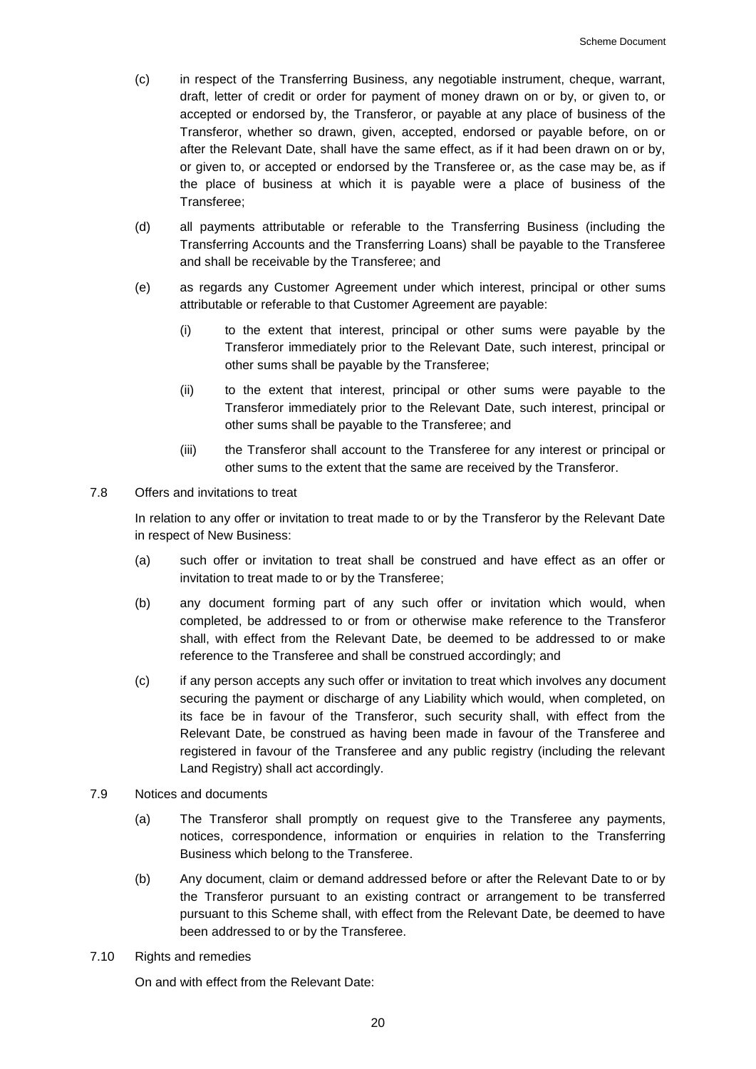(c) in respect of the Transferring Business, any negotiable instrument, cheque, warrant, draft, letter of credit or order for payment of money drawn on or by, or given to, or accepted or endorsed by, the Transferor, or payable at any place of business of the Transferor, whether so drawn, given, accepted, endorsed or payable before, on or after the Relevant Date, shall have the same effect, as if it had been drawn on or by, or given to, or accepted or endorsed by the Transferee or, as the case may be, as if the place of business at which it is payable were a place of business of the Transferee;

(d) all payments attributable or referable to the Transferring Business (including the Transferring Accounts and the Transferring Loans) shall be payable to the Transferee and shall be receivable by the Transferee; and

(e) as regards any Customer Agreement under which interest, principal or other sums attributable or referable to that Customer Agreement are payable:

   (i) to the extent that interest, principal or other sums were payable by the Transferor immediately prior to the Relevant Date, such interest, principal or other sums shall be payable by the Transferee;

   (ii) to the extent that interest, principal or other sums were payable to the Transferor immediately prior to the Relevant Date, such interest, principal or other sums shall be payable to the Transferee; and

   (iii) the Transferor shall account to the Transferee for any interest or principal or other sums to the extent that the same are received by the Transferor.

7.8 Offers and invitations to treat

In relation to any offer or invitation to treat made to or by the Transferor by the Relevant Date in respect of New Business:

(a) such offer or invitation to treat shall be construed and have effect as an offer or invitation to treat made to or by the Transferee;

(b) any document forming part of any such offer or invitation which would, when completed, be addressed to or from or otherwise make reference to the Transferor shall, with effect from the Relevant Date, be deemed to be addressed to or make reference to the Transferee and shall be construed accordingly; and

(c) if any person accepts any such offer or invitation to treat which involves any document securing the payment or discharge of any Liability which would, when completed, on its face be in favour of the Transferor, such security shall, with effect from the Relevant Date, be construed as having been made in favour of the Transferee and registered in favour of the Transferee and any public registry (including the relevant Land Registry) shall act accordingly.

7.9 Notices and documents

(a) The Transferor shall promptly on request give to the Transferee any payments, notices, correspondence, information or enquiries in relation to the Transferring Business which belong to the Transferee.

(b) Any document, claim or demand addressed before or after the Relevant Date to or by the Transferor pursuant to an existing contract or arrangement to be transferred pursuant to this Scheme shall, with effect from the Relevant Date, be deemed to have been addressed to or by the Transferee.

7.10 Rights and remedies

On and with effect from the Relevant Date: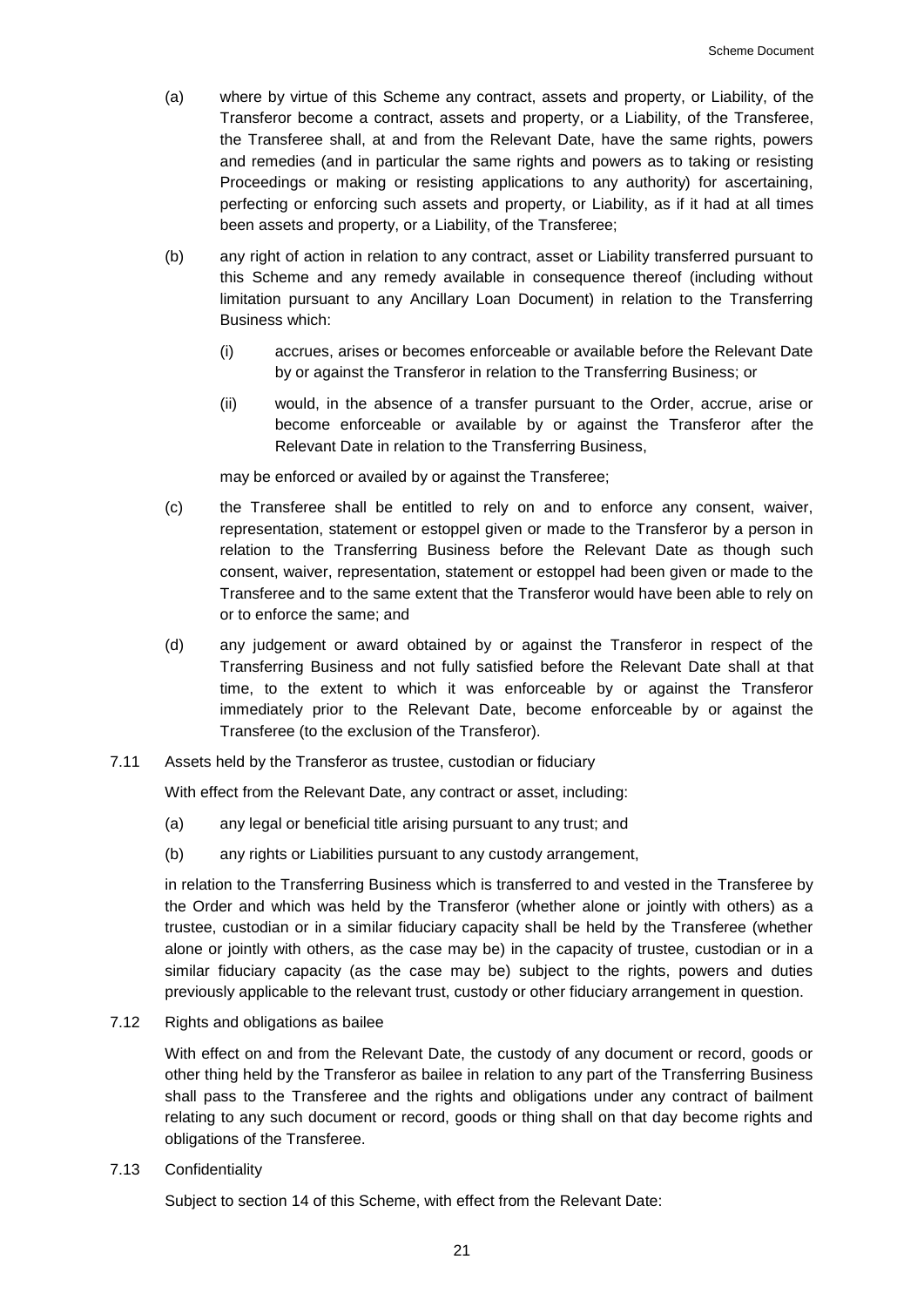(a) where by virtue of this Scheme any contract, assets and property, or Liability, of the Transferor become a contract, assets and property, or a Liability, of the Transferee, the Transferee shall, at and from the Relevant Date, have the same rights, powers and remedies (and in particular the same rights and powers as to taking or resisting Proceedings or making or resisting applications to any authority) for ascertaining, perfecting or enforcing such assets and property, or Liability, as if it had at all times been assets and property, or a Liability, of the Transferee;

(b) any right of action in relation to any contract, asset or Liability transferred pursuant to this Scheme and any remedy available in consequence thereof (including without limitation pursuant to any Ancillary Loan Document) in relation to the Transferring Business which:

(i) accrues, arises or becomes enforceable or available before the Relevant Date by or against the Transferor in relation to the Transferring Business; or

(ii) would, in the absence of a transfer pursuant to the Order, accrue, arise or become enforceable or available by or against the Transferor after the Relevant Date in relation to the Transferring Business,

may be enforced or availed by or against the Transferee;

(c) the Transferee shall be entitled to rely on and to enforce any consent, waiver, representation, statement or estoppel given or made to the Transferor by a person in relation to the Transferring Business before the Relevant Date as though such consent, waiver, representation, statement or estoppel had been given or made to the Transferee and to the same extent that the Transferor would have been able to rely on or to enforce the same; and

(d) any judgement or award obtained by or against the Transferor in respect of the Transferring Business and not fully satisfied before the Relevant Date shall at that time, to the extent to which it was enforceable by or against the Transferor immediately prior to the Relevant Date, become enforceable by or against the Transferee (to the exclusion of the Transferor).

7.11 Assets held by the Transferor as trustee, custodian or fiduciary

With effect from the Relevant Date, any contract or asset, including:

(a) any legal or beneficial title arising pursuant to any trust; and

(b) any rights or Liabilities pursuant to any custody arrangement,

in relation to the Transferring Business which is transferred to and vested in the Transferee by the Order and which was held by the Transferor (whether alone or jointly with others) as a trustee, custodian or in a similar fiduciary capacity shall be held by the Transferee (whether alone or jointly with others, as the case may be) in the capacity of trustee, custodian or in a similar fiduciary capacity (as the case may be) subject to the rights, powers and duties previously applicable to the relevant trust, custody or other fiduciary arrangement in question.

7.12 Rights and obligations as bailee

With effect on and from the Relevant Date, the custody of any document or record, goods or other thing held by the Transferor as bailee in relation to any part of the Transferring Business shall pass to the Transferee and the rights and obligations under any contract of bailment relating to any such document or record, goods or thing shall on that day become rights and obligations of the Transferee.

7.13 Confidentiality

Subject to section 14 of this Scheme, with effect from the Relevant Date: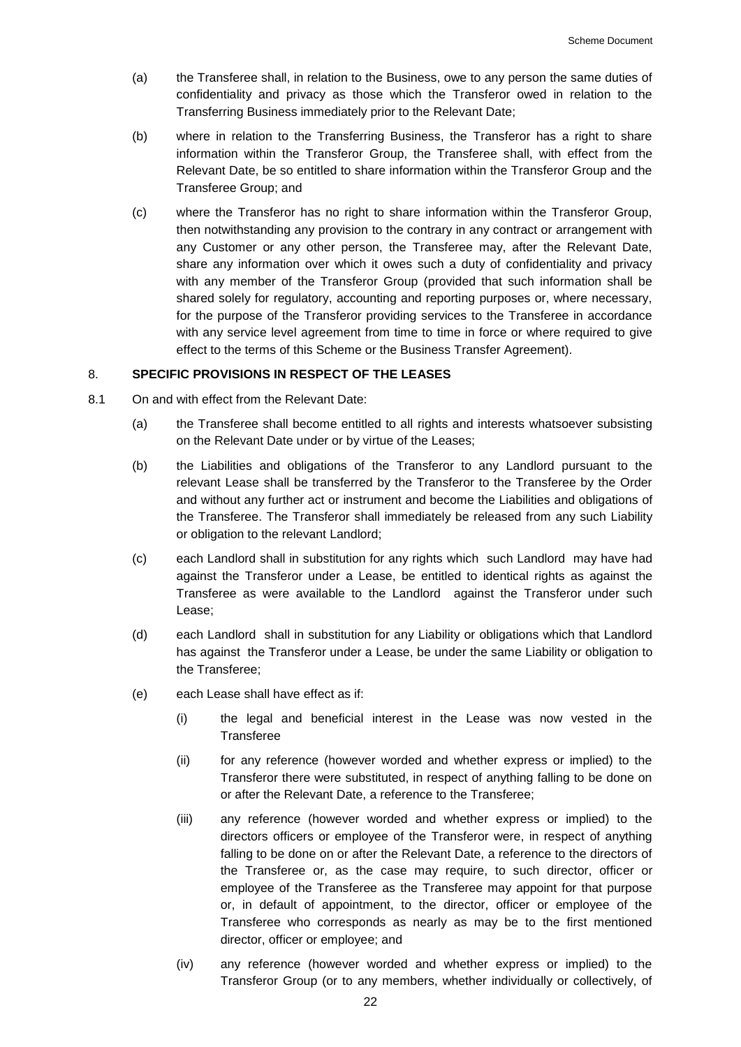(a) the Transferee shall, in relation to the Business, owe to any person the same duties of confidentiality and privacy as those which the Transferor owed in relation to the Transferring Business immediately prior to the Relevant Date;

(b) where in relation to the Transferring Business, the Transferor has a right to share information within the Transferor Group, the Transferee shall, with effect from the Relevant Date, be so entitled to share information within the Transferor Group and the Transferee Group; and

(c) where the Transferor has no right to share information within the Transferor Group, then notwithstanding any provision to the contrary in any contract or arrangement with any Customer or any other person, the Transferee may, after the Relevant Date, share any information over which it owes such a duty of confidentiality and privacy with any member of the Transferor Group (provided that such information shall be shared solely for regulatory, accounting and reporting purposes or, where necessary, for the purpose of the Transferor providing services to the Transferee in accordance with any service level agreement from time to time in force or where required to give effect to the terms of this Scheme or the Business Transfer Agreement).

## 8. SPECIFIC PROVISIONS IN RESPECT OF THE LEASES

8.1 On and with effect from the Relevant Date:

(a) the Transferee shall become entitled to all rights and interests whatsoever subsisting on the Relevant Date under or by virtue of the Leases;

(b) the Liabilities and obligations of the Transferor to any Landlord pursuant to the relevant Lease shall be transferred by the Transferor to the Transferee by the Order and without any further act or instrument and become the Liabilities and obligations of the Transferee. The Transferor shall immediately be released from any such Liability or obligation to the relevant Landlord;

(c) each Landlord shall in substitution for any rights which such Landlord may have had against the Transferor under a Lease, be entitled to identical rights as against the Transferee as were available to the Landlord against the Transferor under such Lease;

(d) each Landlord shall in substitution for any Liability or obligations which that Landlord has against the Transferor under a Lease, be under the same Liability or obligation to the Transferee;

(e) each Lease shall have effect as if:

(i) the legal and beneficial interest in the Lease was now vested in the Transferee

(ii) for any reference (however worded and whether express or implied) to the Transferor there were substituted, in respect of anything falling to be done on or after the Relevant Date, a reference to the Transferee;

(iii) any reference (however worded and whether express or implied) to the directors officers or employee of the Transferor were, in respect of anything falling to be done on or after the Relevant Date, a reference to the directors of the Transferee or, as the case may require, to such director, officer or employee of the Transferee as the Transferee may appoint for that purpose or, in default of appointment, to the director, officer or employee of the Transferee who corresponds as nearly as may be to the first mentioned director, officer or employee; and

(iv) any reference (however worded and whether express or implied) to the Transferor Group (or to any members, whether individually or collectively, of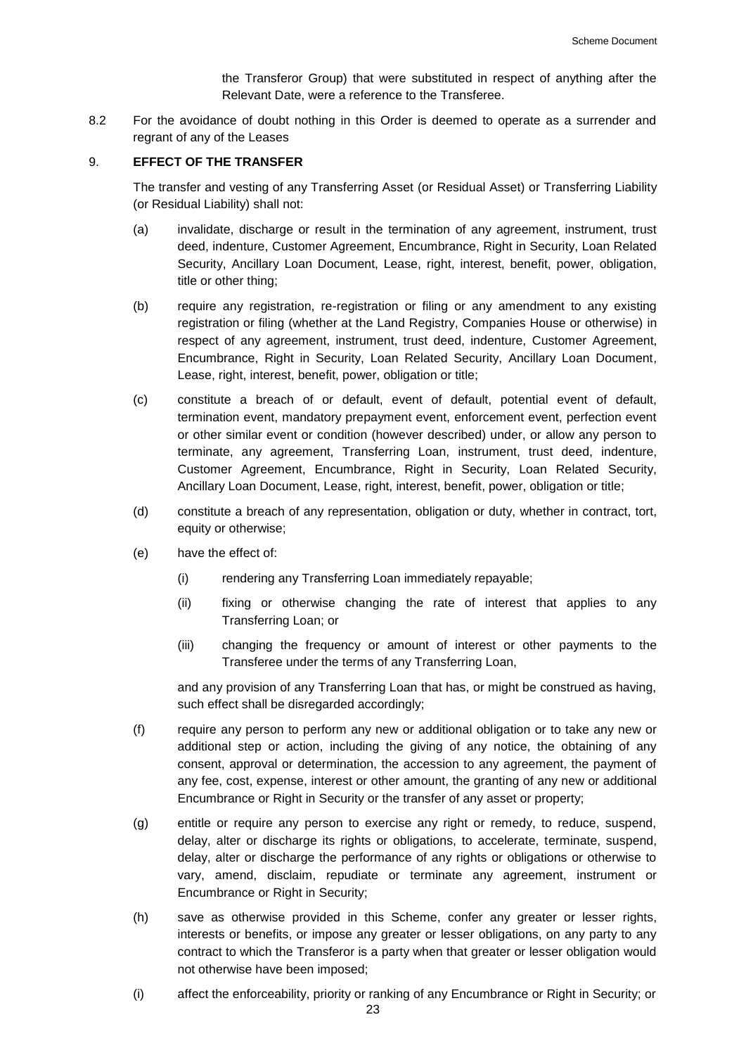the Transferor Group) that were substituted in respect of anything after the Relevant Date, were a reference to the Transferee.

8.2 For the avoidance of doubt nothing in this Order is deemed to operate as a surrender and regrant of any of the Leases

9. **EFFECT OF THE TRANSFER**

The transfer and vesting of any Transferring Asset (or Residual Asset) or Transferring Liability (or Residual Liability) shall not:

(a) invalidate, discharge or result in the termination of any agreement, instrument, trust deed, indenture, Customer Agreement, Encumbrance, Right in Security, Loan Related Security, Ancillary Loan Document, Lease, right, interest, benefit, power, obligation, title or other thing;

(b) require any registration, re-registration or filing or any amendment to any existing registration or filing (whether at the Land Registry, Companies House or otherwise) in respect of any agreement, instrument, trust deed, indenture, Customer Agreement, Encumbrance, Right in Security, Loan Related Security, Ancillary Loan Document, Lease, right, interest, benefit, power, obligation or title;

(c) constitute a breach of or default, event of default, potential event of default, termination event, mandatory prepayment event, enforcement event, perfection event or other similar event or condition (however described) under, or allow any person to terminate, any agreement, Transferring Loan, instrument, trust deed, indenture, Customer Agreement, Encumbrance, Right in Security, Loan Related Security, Ancillary Loan Document, Lease, right, interest, benefit, power, obligation or title;

(d) constitute a breach of any representation, obligation or duty, whether in contract, tort, equity or otherwise;

(e) have the effect of:

   (i) rendering any Transferring Loan immediately repayable;

   (ii) fixing or otherwise changing the rate of interest that applies to any Transferring Loan; or

   (iii) changing the frequency or amount of interest or other payments to the Transferee under the terms of any Transferring Loan,

   and any provision of any Transferring Loan that has, or might be construed as having, such effect shall be disregarded accordingly;

(f) require any person to perform any new or additional obligation or to take any new or additional step or action, including the giving of any notice, the obtaining of any consent, approval or determination, the accession to any agreement, the payment of any fee, cost, expense, interest or other amount, the granting of any new or additional Encumbrance or Right in Security or the transfer of any asset or property;

(g) entitle or require any person to exercise any right or remedy, to reduce, suspend, delay, alter or discharge its rights or obligations, to accelerate, terminate, suspend, delay, alter or discharge the performance of any rights or obligations or otherwise to vary, amend, disclaim, repudiate or terminate any agreement, instrument or Encumbrance or Right in Security;

(h) save as otherwise provided in this Scheme, confer any greater or lesser rights, interests or benefits, or impose any greater or lesser obligations, on any party to any contract to which the Transferor is a party when that greater or lesser obligation would not otherwise have been imposed;

(i) affect the enforceability, priority or ranking of any Encumbrance or Right in Security; or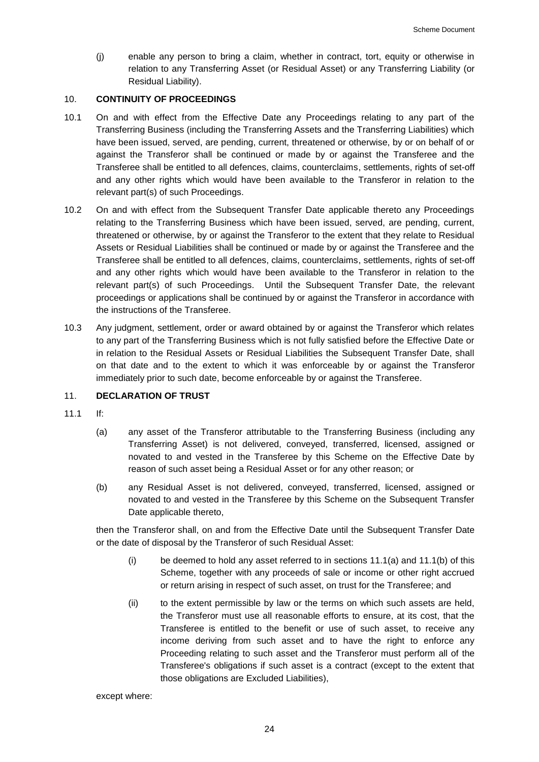(j) enable any person to bring a claim, whether in contract, tort, equity or otherwise in relation to any Transferring Asset (or Residual Asset) or any Transferring Liability (or Residual Liability).

## 10. CONTINUITY OF PROCEEDINGS

10.1 On and with effect from the Effective Date any Proceedings relating to any part of the Transferring Business (including the Transferring Assets and the Transferring Liabilities) which have been issued, served, are pending, current, threatened or otherwise, by or on behalf of or against the Transferor shall be continued or made by or against the Transferee and the Transferee shall be entitled to all defences, claims, counterclaims, settlements, rights of set-off and any other rights which would have been available to the Transferor in relation to the relevant part(s) of such Proceedings.

10.2 On and with effect from the Subsequent Transfer Date applicable thereto any Proceedings relating to the Transferring Business which have been issued, served, are pending, current, threatened or otherwise, by or against the Transferor to the extent that they relate to Residual Assets or Residual Liabilities shall be continued or made by or against the Transferee and the Transferee shall be entitled to all defences, claims, counterclaims, settlements, rights of set-off and any other rights which would have been available to the Transferor in relation to the relevant part(s) of such Proceedings. Until the Subsequent Transfer Date, the relevant proceedings or applications shall be continued by or against the Transferor in accordance with the instructions of the Transferee.

10.3 Any judgment, settlement, order or award obtained by or against the Transferor which relates to any part of the Transferring Business which is not fully satisfied before the Effective Date or in relation to the Residual Assets or Residual Liabilities the Subsequent Transfer Date, shall on that date and to the extent to which it was enforceable by or against the Transferor immediately prior to such date, become enforceable by or against the Transferee.

## 11. DECLARATION OF TRUST

11.1 If:

(a) any asset of the Transferor attributable to the Transferring Business (including any Transferring Asset) is not delivered, conveyed, transferred, licensed, assigned or novated to and vested in the Transferee by this Scheme on the Effective Date by reason of such asset being a Residual Asset or for any other reason; or

(b) any Residual Asset is not delivered, conveyed, transferred, licensed, assigned or novated to and vested in the Transferee by this Scheme on the Subsequent Transfer Date applicable thereto,

then the Transferor shall, on and from the Effective Date until the Subsequent Transfer Date or the date of disposal by the Transferor of such Residual Asset:

(i) be deemed to hold any asset referred to in sections 11.1(a) and 11.1(b) of this Scheme, together with any proceeds of sale or income or other right accrued or return arising in respect of such asset, on trust for the Transferee; and

(ii) to the extent permissible by law or the terms on which such assets are held, the Transferor must use all reasonable efforts to ensure, at its cost, that the Transferee is entitled to the benefit or use of such asset, to receive any income deriving from such asset and to have the right to enforce any Proceeding relating to such asset and the Transferor must perform all of the Transferee's obligations if such asset is a contract (except to the extent that those obligations are Excluded Liabilities),

except where: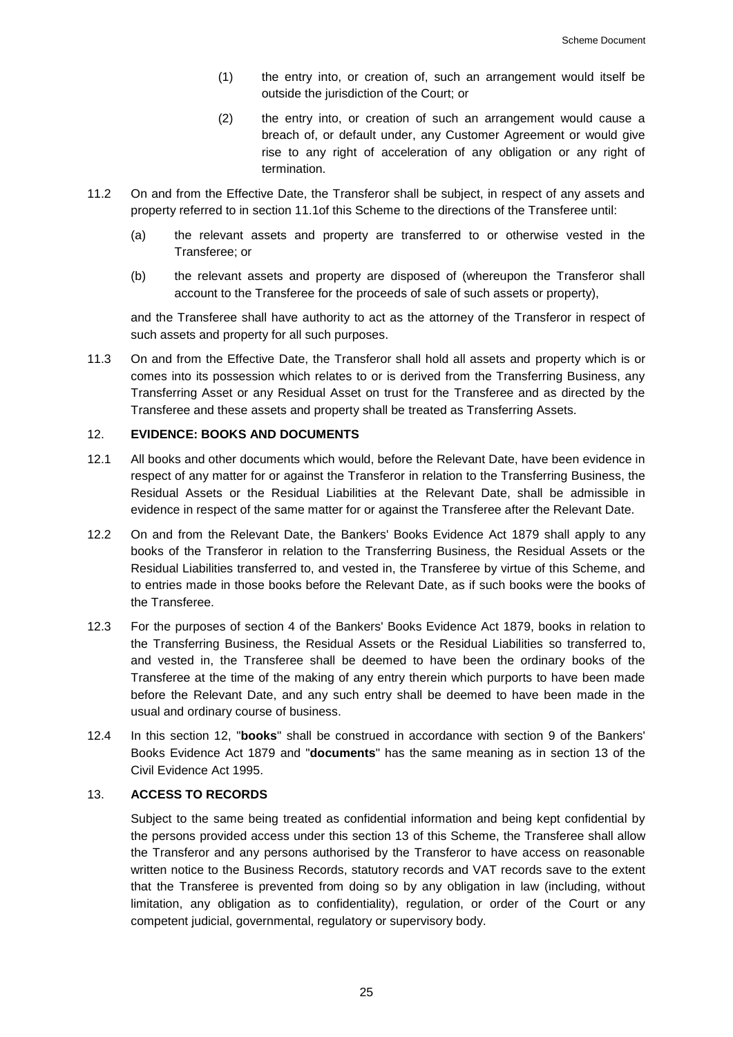(1) the entry into, or creation of, such an arrangement would itself be outside the jurisdiction of the Court; or

(2) the entry into, or creation of such an arrangement would cause a breach of, or default under, any Customer Agreement or would give rise to any right of acceleration of any obligation or any right of termination.

11.2 On and from the Effective Date, the Transferor shall be subject, in respect of any assets and property referred to in section 11.1of this Scheme to the directions of the Transferee until:

(a) the relevant assets and property are transferred to or otherwise vested in the Transferee; or

(b) the relevant assets and property are disposed of (whereupon the Transferor shall account to the Transferee for the proceeds of sale of such assets or property),

and the Transferee shall have authority to act as the attorney of the Transferor in respect of such assets and property for all such purposes.

11.3 On and from the Effective Date, the Transferor shall hold all assets and property which is or comes into its possession which relates to or is derived from the Transferring Business, any Transferring Asset or any Residual Asset on trust for the Transferee and as directed by the Transferee and these assets and property shall be treated as Transferring Assets.

## 12. EVIDENCE: BOOKS AND DOCUMENTS

12.1 All books and other documents which would, before the Relevant Date, have been evidence in respect of any matter for or against the Transferor in relation to the Transferring Business, the Residual Assets or the Residual Liabilities at the Relevant Date, shall be admissible in evidence in respect of the same matter for or against the Transferee after the Relevant Date.

12.2 On and from the Relevant Date, the Bankers' Books Evidence Act 1879 shall apply to any books of the Transferor in relation to the Transferring Business, the Residual Assets or the Residual Liabilities transferred to, and vested in, the Transferee by virtue of this Scheme, and to entries made in those books before the Relevant Date, as if such books were the books of the Transferee.

12.3 For the purposes of section 4 of the Bankers' Books Evidence Act 1879, books in relation to the Transferring Business, the Residual Assets or the Residual Liabilities so transferred to, and vested in, the Transferee shall be deemed to have been the ordinary books of the Transferee at the time of the making of any entry therein which purports to have been made before the Relevant Date, and any such entry shall be deemed to have been made in the usual and ordinary course of business.

12.4 In this section 12, "**books**" shall be construed in accordance with section 9 of the Bankers' Books Evidence Act 1879 and "**documents**" has the same meaning as in section 13 of the Civil Evidence Act 1995.

## 13. ACCESS TO RECORDS

Subject to the same being treated as confidential information and being kept confidential by the persons provided access under this section 13 of this Scheme, the Transferee shall allow the Transferor and any persons authorised by the Transferor to have access on reasonable written notice to the Business Records, statutory records and VAT records save to the extent that the Transferee is prevented from doing so by any obligation in law (including, without limitation, any obligation as to confidentiality), regulation, or order of the Court or any competent judicial, governmental, regulatory or supervisory body.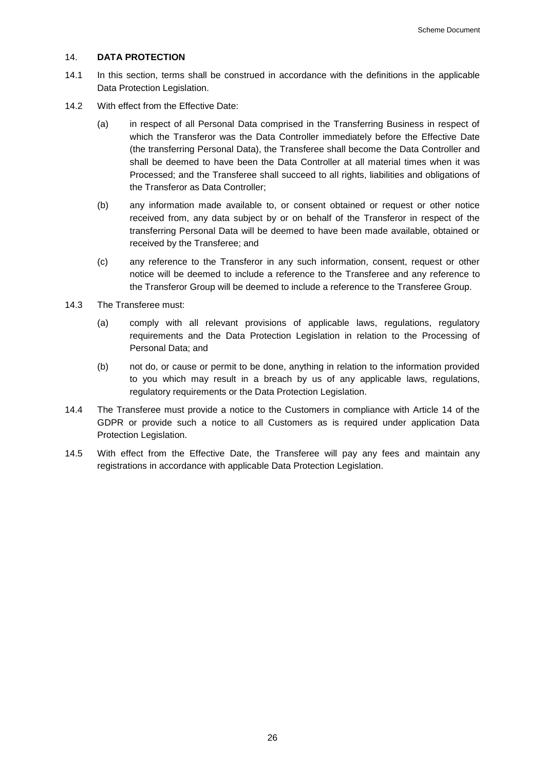## 14. DATA PROTECTION

14.1 In this section, terms shall be construed in accordance with the definitions in the applicable Data Protection Legislation.

14.2 With effect from the Effective Date:

(a) in respect of all Personal Data comprised in the Transferring Business in respect of which the Transferor was the Data Controller immediately before the Effective Date (the transferring Personal Data), the Transferee shall become the Data Controller and shall be deemed to have been the Data Controller at all material times when it was Processed; and the Transferee shall succeed to all rights, liabilities and obligations of the Transferor as Data Controller;

(b) any information made available to, or consent obtained or request or other notice received from, any data subject by or on behalf of the Transferor in respect of the transferring Personal Data will be deemed to have been made available, obtained or received by the Transferee; and

(c) any reference to the Transferor in any such information, consent, request or other notice will be deemed to include a reference to the Transferee and any reference to the Transferor Group will be deemed to include a reference to the Transferee Group.

14.3 The Transferee must:

(a) comply with all relevant provisions of applicable laws, regulations, regulatory requirements and the Data Protection Legislation in relation to the Processing of Personal Data; and

(b) not do, or cause or permit to be done, anything in relation to the information provided to you which may result in a breach by us of any applicable laws, regulations, regulatory requirements or the Data Protection Legislation.

14.4 The Transferee must provide a notice to the Customers in compliance with Article 14 of the GDPR or provide such a notice to all Customers as is required under application Data Protection Legislation.

14.5 With effect from the Effective Date, the Transferee will pay any fees and maintain any registrations in accordance with applicable Data Protection Legislation.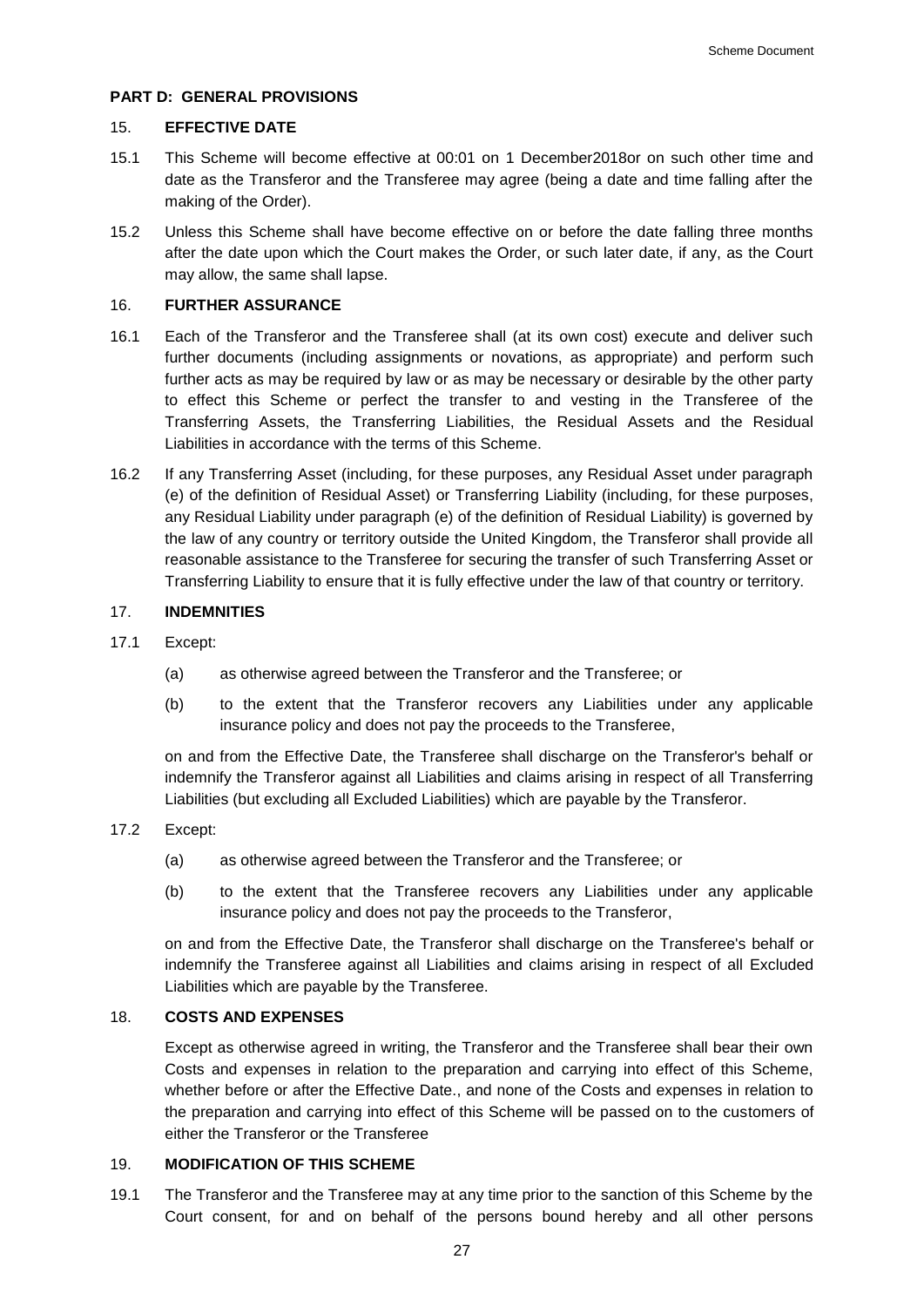## PART D: GENERAL PROVISIONS

### 15. EFFECTIVE DATE

15.1 This Scheme will become effective at 00:01 on 1 December2018or on such other time and date as the Transferor and the Transferee may agree (being a date and time falling after the making of the Order).

15.2 Unless this Scheme shall have become effective on or before the date falling three months after the date upon which the Court makes the Order, or such later date, if any, as the Court may allow, the same shall lapse.

### 16. FURTHER ASSURANCE

16.1 Each of the Transferor and the Transferee shall (at its own cost) execute and deliver such further documents (including assignments or novations, as appropriate) and perform such further acts as may be required by law or as may be necessary or desirable by the other party to effect this Scheme or perfect the transfer to and vesting in the Transferee of the Transferring Assets, the Transferring Liabilities, the Residual Assets and the Residual Liabilities in accordance with the terms of this Scheme.

16.2 If any Transferring Asset (including, for these purposes, any Residual Asset under paragraph (e) of the definition of Residual Asset) or Transferring Liability (including, for these purposes, any Residual Liability under paragraph (e) of the definition of Residual Liability) is governed by the law of any country or territory outside the United Kingdom, the Transferor shall provide all reasonable assistance to the Transferee for securing the transfer of such Transferring Asset or Transferring Liability to ensure that it is fully effective under the law of that country or territory.

### 17. INDEMNITIES

17.1 Except:

(a) as otherwise agreed between the Transferor and the Transferee; or

(b) to the extent that the Transferor recovers any Liabilities under any applicable insurance policy and does not pay the proceeds to the Transferee,

on and from the Effective Date, the Transferee shall discharge on the Transferor's behalf or indemnify the Transferor against all Liabilities and claims arising in respect of all Transferring Liabilities (but excluding all Excluded Liabilities) which are payable by the Transferor.

17.2 Except:

(a) as otherwise agreed between the Transferor and the Transferee; or

(b) to the extent that the Transferee recovers any Liabilities under any applicable insurance policy and does not pay the proceeds to the Transferor,

on and from the Effective Date, the Transferor shall discharge on the Transferee's behalf or indemnify the Transferee against all Liabilities and claims arising in respect of all Excluded Liabilities which are payable by the Transferee.

### 18. COSTS AND EXPENSES

Except as otherwise agreed in writing, the Transferor and the Transferee shall bear their own Costs and expenses in relation to the preparation and carrying into effect of this Scheme, whether before or after the Effective Date., and none of the Costs and expenses in relation to the preparation and carrying into effect of this Scheme will be passed on to the customers of either the Transferor or the Transferee

### 19. MODIFICATION OF THIS SCHEME

19.1 The Transferor and the Transferee may at any time prior to the sanction of this Scheme by the Court consent, for and on behalf of the persons bound hereby and all other persons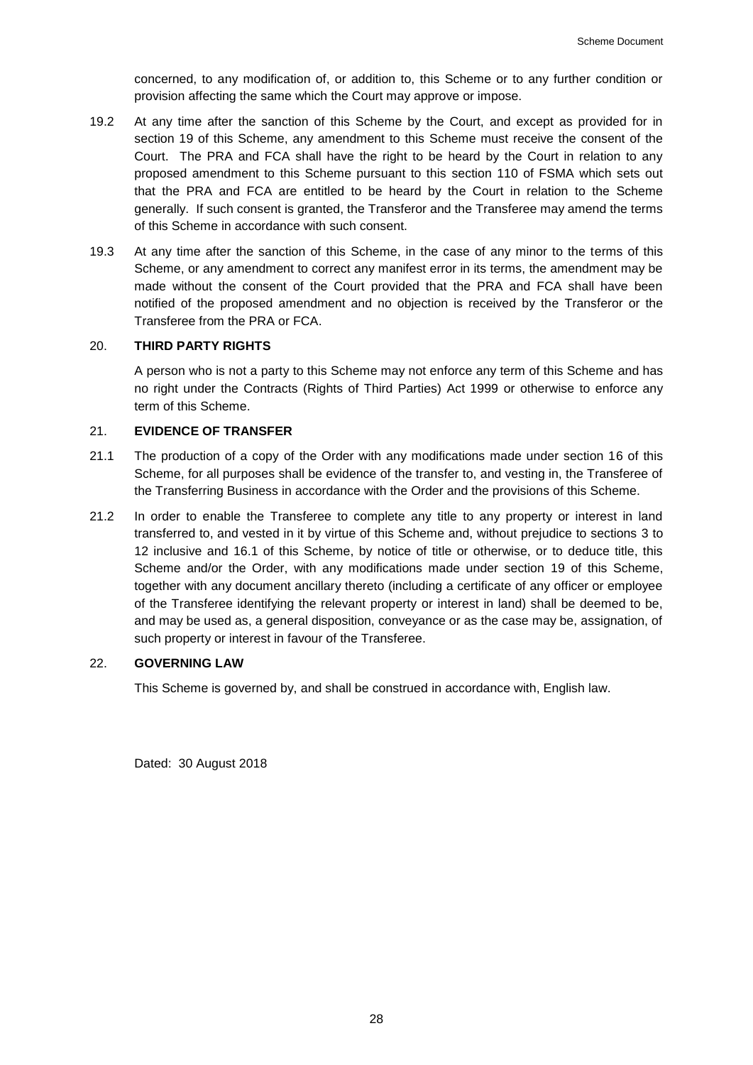concerned, to any modification of, or addition to, this Scheme or to any further condition or provision affecting the same which the Court may approve or impose.

19.2 At any time after the sanction of this Scheme by the Court, and except as provided for in section 19 of this Scheme, any amendment to this Scheme must receive the consent of the Court. The PRA and FCA shall have the right to be heard by the Court in relation to any proposed amendment to this Scheme pursuant to this section 110 of FSMA which sets out that the PRA and FCA are entitled to be heard by the Court in relation to the Scheme generally. If such consent is granted, the Transferor and the Transferee may amend the terms of this Scheme in accordance with such consent.

19.3 At any time after the sanction of this Scheme, in the case of any minor to the terms of this Scheme, or any amendment to correct any manifest error in its terms, the amendment may be made without the consent of the Court provided that the PRA and FCA shall have been notified of the proposed amendment and no objection is received by the Transferor or the Transferee from the PRA or FCA.

## 20. THIRD PARTY RIGHTS

A person who is not a party to this Scheme may not enforce any term of this Scheme and has no right under the Contracts (Rights of Third Parties) Act 1999 or otherwise to enforce any term of this Scheme.

## 21. EVIDENCE OF TRANSFER

21.1 The production of a copy of the Order with any modifications made under section 16 of this Scheme, for all purposes shall be evidence of the transfer to, and vesting in, the Transferee of the Transferring Business in accordance with the Order and the provisions of this Scheme.

21.2 In order to enable the Transferee to complete any title to any property or interest in land transferred to, and vested in it by virtue of this Scheme and, without prejudice to sections 3 to 12 inclusive and 16.1 of this Scheme, by notice of title or otherwise, or to deduce title, this Scheme and/or the Order, with any modifications made under section 19 of this Scheme, together with any document ancillary thereto (including a certificate of any officer or employee of the Transferee identifying the relevant property or interest in land) shall be deemed to be, and may be used as, a general disposition, conveyance or as the case may be, assignation, of such property or interest in favour of the Transferee.

## 22. GOVERNING LAW

This Scheme is governed by, and shall be construed in accordance with, English law.

Dated: 30 August 2018